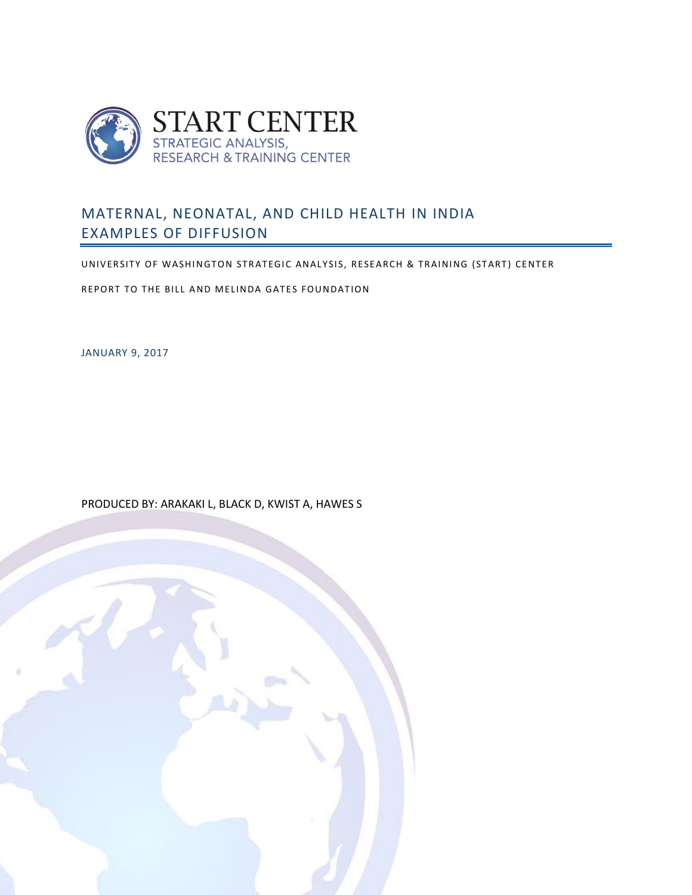START CENTER
STRATEGIC ANALYSIS,
RESEARCH & TRAINING CENTER

# MATERNAL, NEONATAL, AND CHILD HEALTH IN INDIA EXAMPLES OF DIFFUSION

UNIVERSITY OF WASHINGTON STRATEGIC ANALYSIS, RESEARCH & TRAINING (START) CENTER

REPORT TO THE BILL AND MELINDA GATES FOUNDATION

JANUARY 9, 2017

PRODUCED BY: ARAKAKI L, BLACK D, KWIST A, HAWES S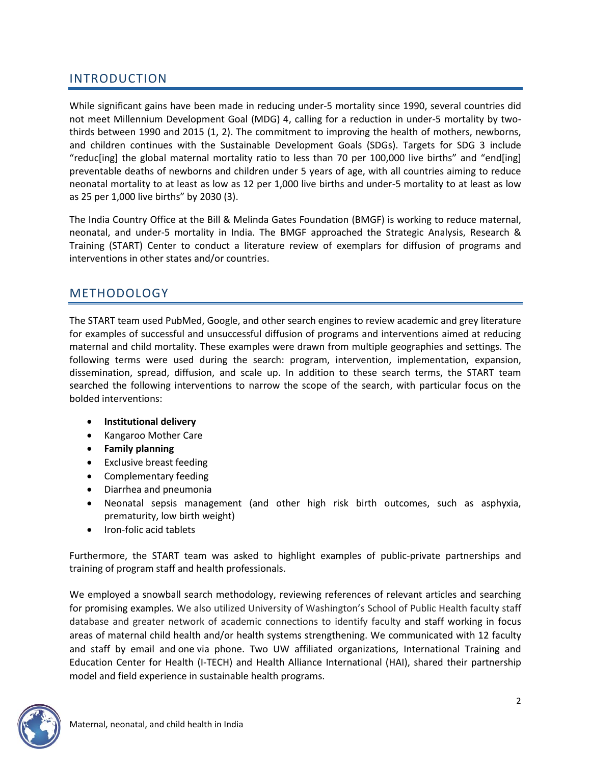## INTRODUCTION

While significant gains have been made in reducing under-5 mortality since 1990, several countries did not meet Millennium Development Goal (MDG) 4, calling for a reduction in under-5 mortality by two-thirds between 1990 and 2015 (1, 2). The commitment to improving the health of mothers, newborns, and children continues with the Sustainable Development Goals (SDGs). Targets for SDG 3 include "reduc[ing] the global maternal mortality ratio to less than 70 per 100,000 live births" and "end[ing] preventable deaths of newborns and children under 5 years of age, with all countries aiming to reduce neonatal mortality to at least as low as 12 per 1,000 live births and under-5 mortality to at least as low as 25 per 1,000 live births" by 2030 (3).

The India Country Office at the Bill & Melinda Gates Foundation (BMGF) is working to reduce maternal, neonatal, and under-5 mortality in India. The BMGF approached the Strategic Analysis, Research & Training (START) Center to conduct a literature review of exemplars for diffusion of programs and interventions in other states and/or countries.

## METHODOLOGY

The START team used PubMed, Google, and other search engines to review academic and grey literature for examples of successful and unsuccessful diffusion of programs and interventions aimed at reducing maternal and child mortality. These examples were drawn from multiple geographies and settings. The following terms were used during the search: program, intervention, implementation, expansion, dissemination, spread, diffusion, and scale up. In addition to these search terms, the START team searched the following interventions to narrow the scope of the search, with particular focus on the bolded interventions:

- **Institutional delivery**
- Kangaroo Mother Care
- **Family planning**
- Exclusive breast feeding
- Complementary feeding
- Diarrhea and pneumonia
- Neonatal sepsis management (and other high risk birth outcomes, such as asphyxia, prematurity, low birth weight)
- Iron-folic acid tablets

Furthermore, the START team was asked to highlight examples of public-private partnerships and training of program staff and health professionals.

We employed a snowball search methodology, reviewing references of relevant articles and searching for promising examples. We also utilized University of Washington's School of Public Health faculty staff database and greater network of academic connections to identify faculty and staff working in focus areas of maternal child health and/or health systems strengthening. We communicated with 12 faculty and staff by email and one via phone. Two UW affiliated organizations, International Training and Education Center for Health (I-TECH) and Health Alliance International (HAI), shared their partnership model and field experience in sustainable health programs.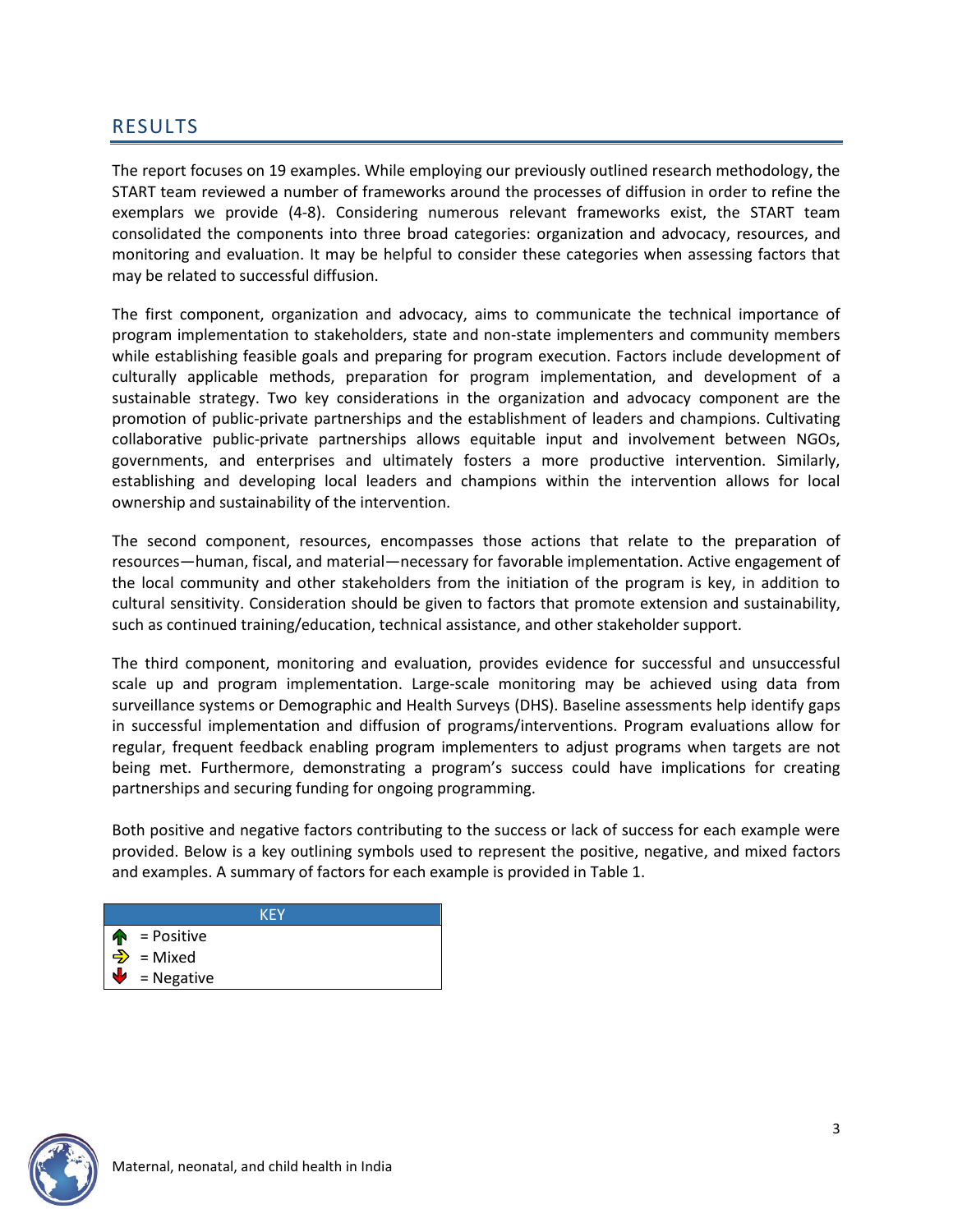## RESULTS

The report focuses on 19 examples. While employing our previously outlined research methodology, the START team reviewed a number of frameworks around the processes of diffusion in order to refine the exemplars we provide (4-8). Considering numerous relevant frameworks exist, the START team consolidated the components into three broad categories: organization and advocacy, resources, and monitoring and evaluation. It may be helpful to consider these categories when assessing factors that may be related to successful diffusion.

The first component, organization and advocacy, aims to communicate the technical importance of program implementation to stakeholders, state and non-state implementers and community members while establishing feasible goals and preparing for program execution. Factors include development of culturally applicable methods, preparation for program implementation, and development of a sustainable strategy. Two key considerations in the organization and advocacy component are the promotion of public-private partnerships and the establishment of leaders and champions. Cultivating collaborative public-private partnerships allows equitable input and involvement between NGOs, governments, and enterprises and ultimately fosters a more productive intervention. Similarly, establishing and developing local leaders and champions within the intervention allows for local ownership and sustainability of the intervention.

The second component, resources, encompasses those actions that relate to the preparation of resources—human, fiscal, and material—necessary for favorable implementation. Active engagement of the local community and other stakeholders from the initiation of the program is key, in addition to cultural sensitivity. Consideration should be given to factors that promote extension and sustainability, such as continued training/education, technical assistance, and other stakeholder support.

The third component, monitoring and evaluation, provides evidence for successful and unsuccessful scale up and program implementation. Large-scale monitoring may be achieved using data from surveillance systems or Demographic and Health Surveys (DHS). Baseline assessments help identify gaps in successful implementation and diffusion of programs/interventions. Program evaluations allow for regular, frequent feedback enabling program implementers to adjust programs when targets are not being met. Furthermore, demonstrating a program's success could have implications for creating partnerships and securing funding for ongoing programming.

Both positive and negative factors contributing to the success or lack of success for each example were provided. Below is a key outlining symbols used to represent the positive, negative, and mixed factors and examples. A summary of factors for each example is provided in Table 1.

| KEY |
| --- |
| ↑ = Positive |
| ⇒ = Mixed |
| ↓ = Negative |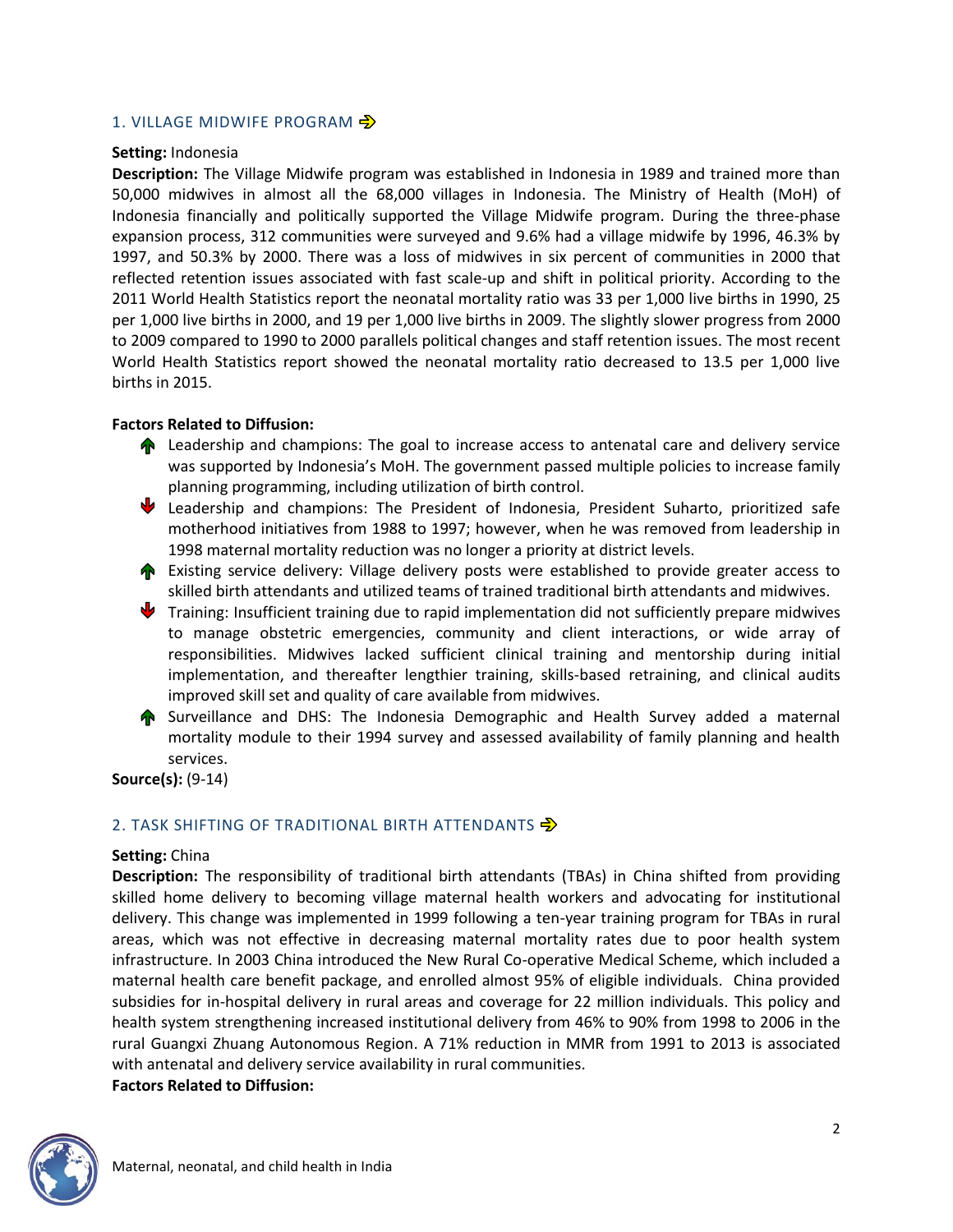## 1. VILLAGE MIDWIFE PROGRAM ➩

**Setting:** Indonesia

**Description:** The Village Midwife program was established in Indonesia in 1989 and trained more than 50,000 midwives in almost all the 68,000 villages in Indonesia. The Ministry of Health (MoH) of Indonesia financially and politically supported the Village Midwife program. During the three-phase expansion process, 312 communities were surveyed and 9.6% had a village midwife by 1996, 46.3% by 1997, and 50.3% by 2000. There was a loss of midwives in six percent of communities in 2000 that reflected retention issues associated with fast scale-up and shift in political priority. According to the 2011 World Health Statistics report the neonatal mortality ratio was 33 per 1,000 live births in 1990, 25 per 1,000 live births in 2000, and 19 per 1,000 live births in 2009. The slightly slower progress from 2000 to 2009 compared to 1990 to 2000 parallels political changes and staff retention issues. The most recent World Health Statistics report showed the neonatal mortality ratio decreased to 13.5 per 1,000 live births in 2015.

**Factors Related to Diffusion:**

- ↑ Leadership and champions: The goal to increase access to antenatal care and delivery service was supported by Indonesia's MoH. The government passed multiple policies to increase family planning programming, including utilization of birth control.
- ↓ Leadership and champions: The President of Indonesia, President Suharto, prioritized safe motherhood initiatives from 1988 to 1997; however, when he was removed from leadership in 1998 maternal mortality reduction was no longer a priority at district levels.
- ↑ Existing service delivery: Village delivery posts were established to provide greater access to skilled birth attendants and utilized teams of trained traditional birth attendants and midwives.
- ↓ Training: Insufficient training due to rapid implementation did not sufficiently prepare midwives to manage obstetric emergencies, community and client interactions, or wide array of responsibilities. Midwives lacked sufficient clinical training and mentorship during initial implementation, and thereafter lengthier training, skills-based retraining, and clinical audits improved skill set and quality of care available from midwives.
- ↑ Surveillance and DHS: The Indonesia Demographic and Health Survey added a maternal mortality module to their 1994 survey and assessed availability of family planning and health services.

**Source(s):** (9-14)

## 2. TASK SHIFTING OF TRADITIONAL BIRTH ATTENDANTS ➩

**Setting:** China

**Description:** The responsibility of traditional birth attendants (TBAs) in China shifted from providing skilled home delivery to becoming village maternal health workers and advocating for institutional delivery. This change was implemented in 1999 following a ten-year training program for TBAs in rural areas, which was not effective in decreasing maternal mortality rates due to poor health system infrastructure. In 2003 China introduced the New Rural Co-operative Medical Scheme, which included a maternal health care benefit package, and enrolled almost 95% of eligible individuals. China provided subsidies for in-hospital delivery in rural areas and coverage for 22 million individuals. This policy and health system strengthening increased institutional delivery from 46% to 90% from 1998 to 2006 in the rural Guangxi Zhuang Autonomous Region. A 71% reduction in MMR from 1991 to 2013 is associated with antenatal and delivery service availability in rural communities.

**Factors Related to Diffusion:**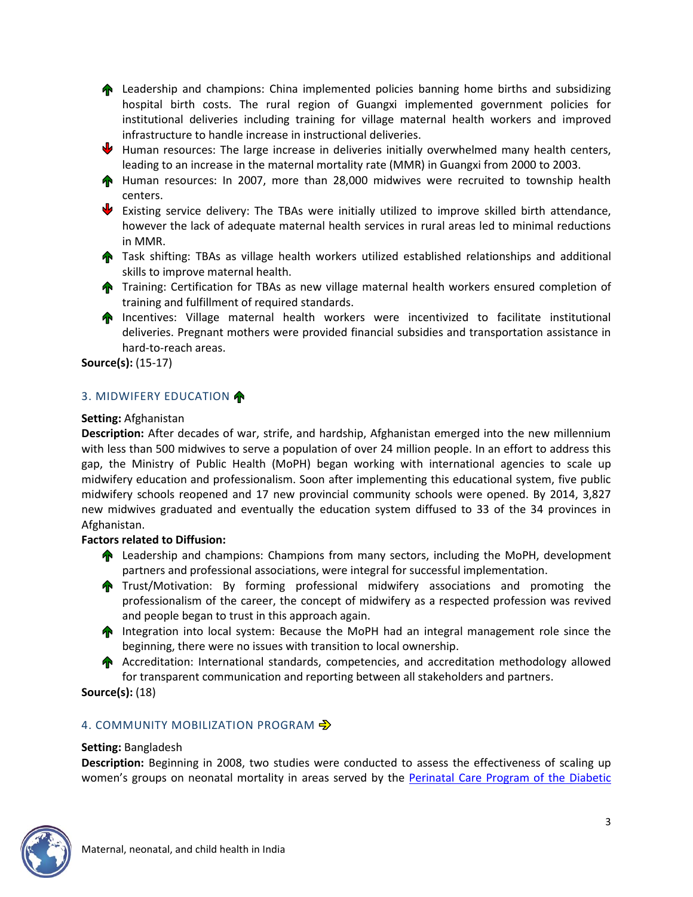- ↑ Leadership and champions: China implemented policies banning home births and subsidizing hospital birth costs. The rural region of Guangxi implemented government policies for institutional deliveries including training for village maternal health workers and improved infrastructure to handle increase in instructional deliveries.
- ↓ Human resources: The large increase in deliveries initially overwhelmed many health centers, leading to an increase in the maternal mortality rate (MMR) in Guangxi from 2000 to 2003.
- ↑ Human resources: In 2007, more than 28,000 midwives were recruited to township health centers.
- ↓ Existing service delivery: The TBAs were initially utilized to improve skilled birth attendance, however the lack of adequate maternal health services in rural areas led to minimal reductions in MMR.
- ↑ Task shifting: TBAs as village health workers utilized established relationships and additional skills to improve maternal health.
- ↑ Training: Certification for TBAs as new village maternal health workers ensured completion of training and fulfillment of required standards.
- ↑ Incentives: Village maternal health workers were incentivized to facilitate institutional deliveries. Pregnant mothers were provided financial subsidies and transportation assistance in hard-to-reach areas.

**Source(s):** (15-17)

## 3. MIDWIFERY EDUCATION ↑

**Setting:** Afghanistan

**Description:** After decades of war, strife, and hardship, Afghanistan emerged into the new millennium with less than 500 midwives to serve a population of over 24 million people. In an effort to address this gap, the Ministry of Public Health (MoPH) began working with international agencies to scale up midwifery education and professionalism. Soon after implementing this educational system, five public midwifery schools reopened and 17 new provincial community schools were opened. By 2014, 3,827 new midwives graduated and eventually the education system diffused to 33 of the 34 provinces in Afghanistan.

**Factors related to Diffusion:**

- ↑ Leadership and champions: Champions from many sectors, including the MoPH, development partners and professional associations, were integral for successful implementation.
- ↑ Trust/Motivation: By forming professional midwifery associations and promoting the professionalism of the career, the concept of midwifery as a respected profession was revived and people began to trust in this approach again.
- ↑ Integration into local system: Because the MoPH had an integral management role since the beginning, there were no issues with transition to local ownership.
- ↑ Accreditation: International standards, competencies, and accreditation methodology allowed for transparent communication and reporting between all stakeholders and partners.

**Source(s):** (18)

## 4. COMMUNITY MOBILIZATION PROGRAM →

**Setting:** Bangladesh

**Description:** Beginning in 2008, two studies were conducted to assess the effectiveness of scaling up women's groups on neonatal mortality in areas served by the [Perinatal Care Program of the Diabetic]()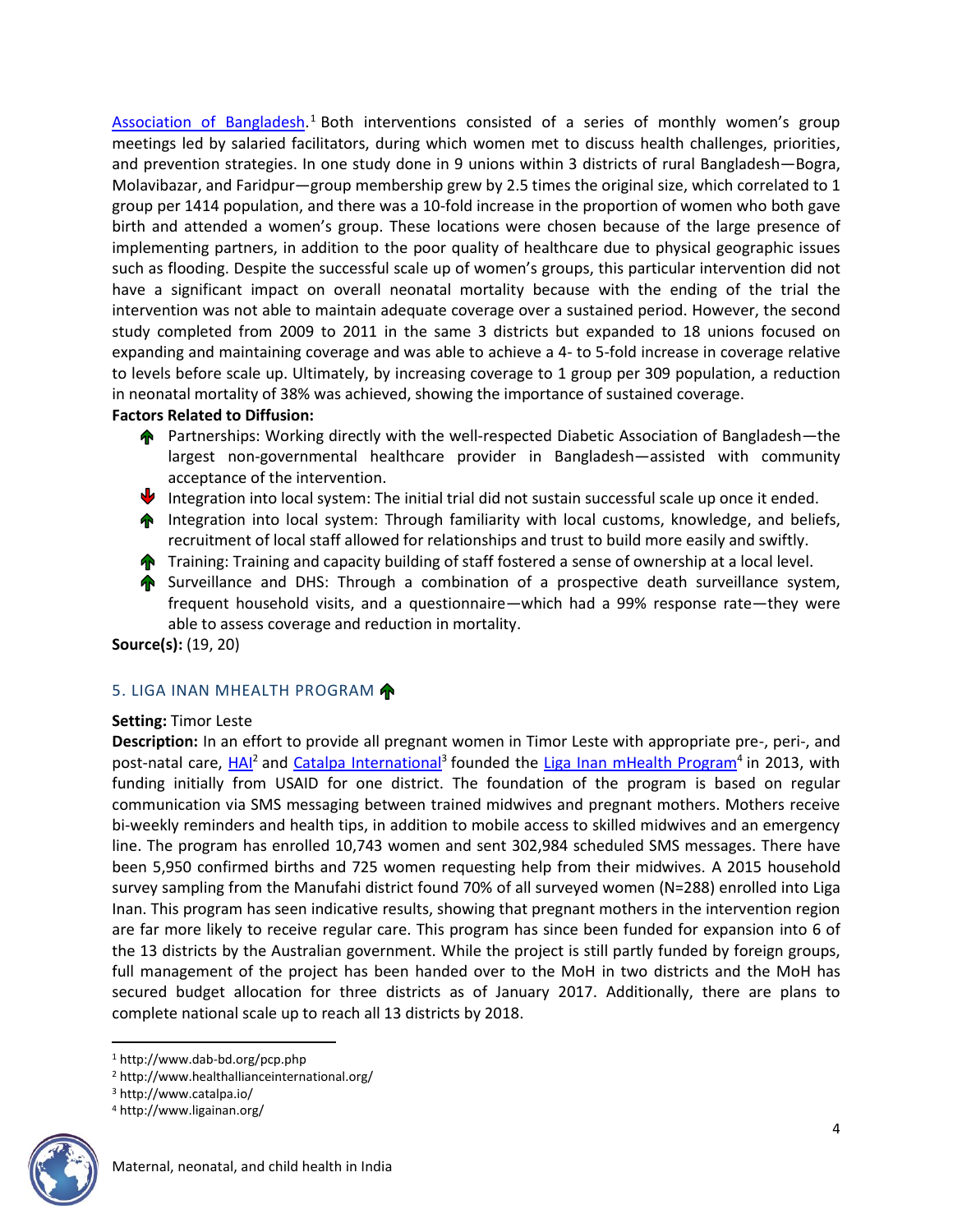Association of Bangladesh.[1] Both interventions consisted of a series of monthly women's group meetings led by salaried facilitators, during which women met to discuss health challenges, priorities, and prevention strategies. In one study done in 9 unions within 3 districts of rural Bangladesh—Bogra, Molavibazar, and Faridpur—group membership grew by 2.5 times the original size, which correlated to 1 group per 1414 population, and there was a 10-fold increase in the proportion of women who both gave birth and attended a women's group. These locations were chosen because of the large presence of implementing partners, in addition to the poor quality of healthcare due to physical geographic issues such as flooding. Despite the successful scale up of women's groups, this particular intervention did not have a significant impact on overall neonatal mortality because with the ending of the trial the intervention was not able to maintain adequate coverage over a sustained period. However, the second study completed from 2009 to 2011 in the same 3 districts but expanded to 18 unions focused on expanding and maintaining coverage and was able to achieve a 4- to 5-fold increase in coverage relative to levels before scale up. Ultimately, by increasing coverage to 1 group per 309 population, a reduction in neonatal mortality of 38% was achieved, showing the importance of sustained coverage.

**Factors Related to Diffusion:**

- ↑ Partnerships: Working directly with the well-respected Diabetic Association of Bangladesh—the largest non-governmental healthcare provider in Bangladesh—assisted with community acceptance of the intervention.
- ↓ Integration into local system: The initial trial did not sustain successful scale up once it ended.
- ↑ Integration into local system: Through familiarity with local customs, knowledge, and beliefs, recruitment of local staff allowed for relationships and trust to build more easily and swiftly.
- ↑ Training: Training and capacity building of staff fostered a sense of ownership at a local level.
- ↑ Surveillance and DHS: Through a combination of a prospective death surveillance system, frequent household visits, and a questionnaire—which had a 99% response rate—they were able to assess coverage and reduction in mortality.

**Source(s):** (19, 20)

### 5. LIGA INAN MHEALTH PROGRAM ↑

**Setting:** Timor Leste

**Description:** In an effort to provide all pregnant women in Timor Leste with appropriate pre-, peri-, and post-natal care, HAI[2] and Catalpa International[3] founded the Liga Inan mHealth Program[4] in 2013, with funding initially from USAID for one district. The foundation of the program is based on regular communication via SMS messaging between trained midwives and pregnant mothers. Mothers receive bi-weekly reminders and health tips, in addition to mobile access to skilled midwives and an emergency line. The program has enrolled 10,743 women and sent 302,984 scheduled SMS messages. There have been 5,950 confirmed births and 725 women requesting help from their midwives. A 2015 household survey sampling from the Manufahi district found 70% of all surveyed women (N=288) enrolled into Liga Inan. This program has seen indicative results, showing that pregnant mothers in the intervention region are far more likely to receive regular care. This program has since been funded for expansion into 6 of the 13 districts by the Australian government. While the project is still partly funded by foreign groups, full management of the project has been handed over to the MoH in two districts and the MoH has secured budget allocation for three districts as of January 2017. Additionally, there are plans to complete national scale up to reach all 13 districts by 2018.

---

[1] http://www.dab-bd.org/pcp.php

[2] http://www.healthallianceinternational.org/

[3] http://www.catalpa.io/

[4] http://www.ligainan.org/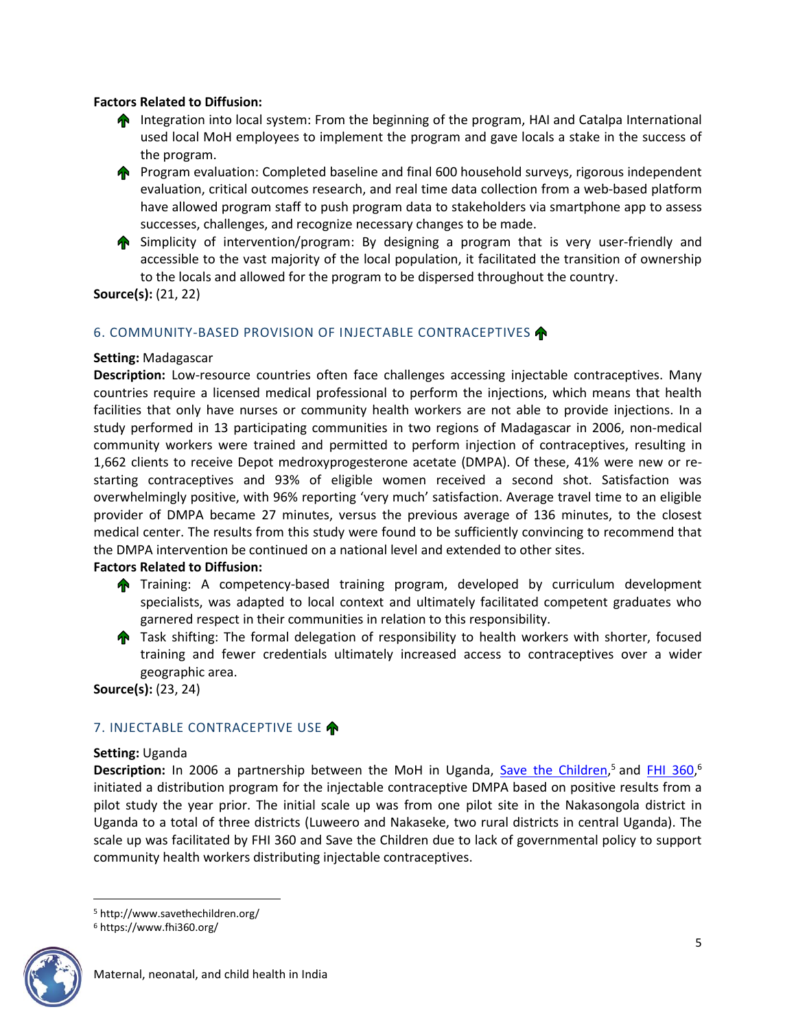**Factors Related to Diffusion:**

- ↑ Integration into local system: From the beginning of the program, HAI and Catalpa International used local MoH employees to implement the program and gave locals a stake in the success of the program.
- ↑ Program evaluation: Completed baseline and final 600 household surveys, rigorous independent evaluation, critical outcomes research, and real time data collection from a web-based platform have allowed program staff to push program data to stakeholders via smartphone app to assess successes, challenges, and recognize necessary changes to be made.
- ↑ Simplicity of intervention/program: By designing a program that is very user-friendly and accessible to the vast majority of the local population, it facilitated the transition of ownership to the locals and allowed for the program to be dispersed throughout the country.

**Source(s):** (21, 22)

### 6. COMMUNITY-BASED PROVISION OF INJECTABLE CONTRACEPTIVES ↑

**Setting:** Madagascar

**Description:** Low-resource countries often face challenges accessing injectable contraceptives. Many countries require a licensed medical professional to perform the injections, which means that health facilities that only have nurses or community health workers are not able to provide injections. In a study performed in 13 participating communities in two regions of Madagascar in 2006, non-medical community workers were trained and permitted to perform injection of contraceptives, resulting in 1,662 clients to receive Depot medroxyprogesterone acetate (DMPA). Of these, 41% were new or re-starting contraceptives and 93% of eligible women received a second shot. Satisfaction was overwhelmingly positive, with 96% reporting 'very much' satisfaction. Average travel time to an eligible provider of DMPA became 27 minutes, versus the previous average of 136 minutes, to the closest medical center. The results from this study were found to be sufficiently convincing to recommend that the DMPA intervention be continued on a national level and extended to other sites.

**Factors Related to Diffusion:**

- ↑ Training: A competency-based training program, developed by curriculum development specialists, was adapted to local context and ultimately facilitated competent graduates who garnered respect in their communities in relation to this responsibility.
- ↑ Task shifting: The formal delegation of responsibility to health workers with shorter, focused training and fewer credentials ultimately increased access to contraceptives over a wider geographic area.

**Source(s):** (23, 24)

### 7. INJECTABLE CONTRACEPTIVE USE ↑

**Setting:** Uganda

**Description:** In 2006 a partnership between the MoH in Uganda, Save the Children,[5] and FHI 360,[6] initiated a distribution program for the injectable contraceptive DMPA based on positive results from a pilot study the year prior. The initial scale up was from one pilot site in the Nakasongola district in Uganda to a total of three districts (Luweero and Nakaseke, two rural districts in central Uganda). The scale up was facilitated by FHI 360 and Save the Children due to lack of governmental policy to support community health workers distributing injectable contraceptives.

[5] http://www.savethechildren.org/

[6] https://www.fhi360.org/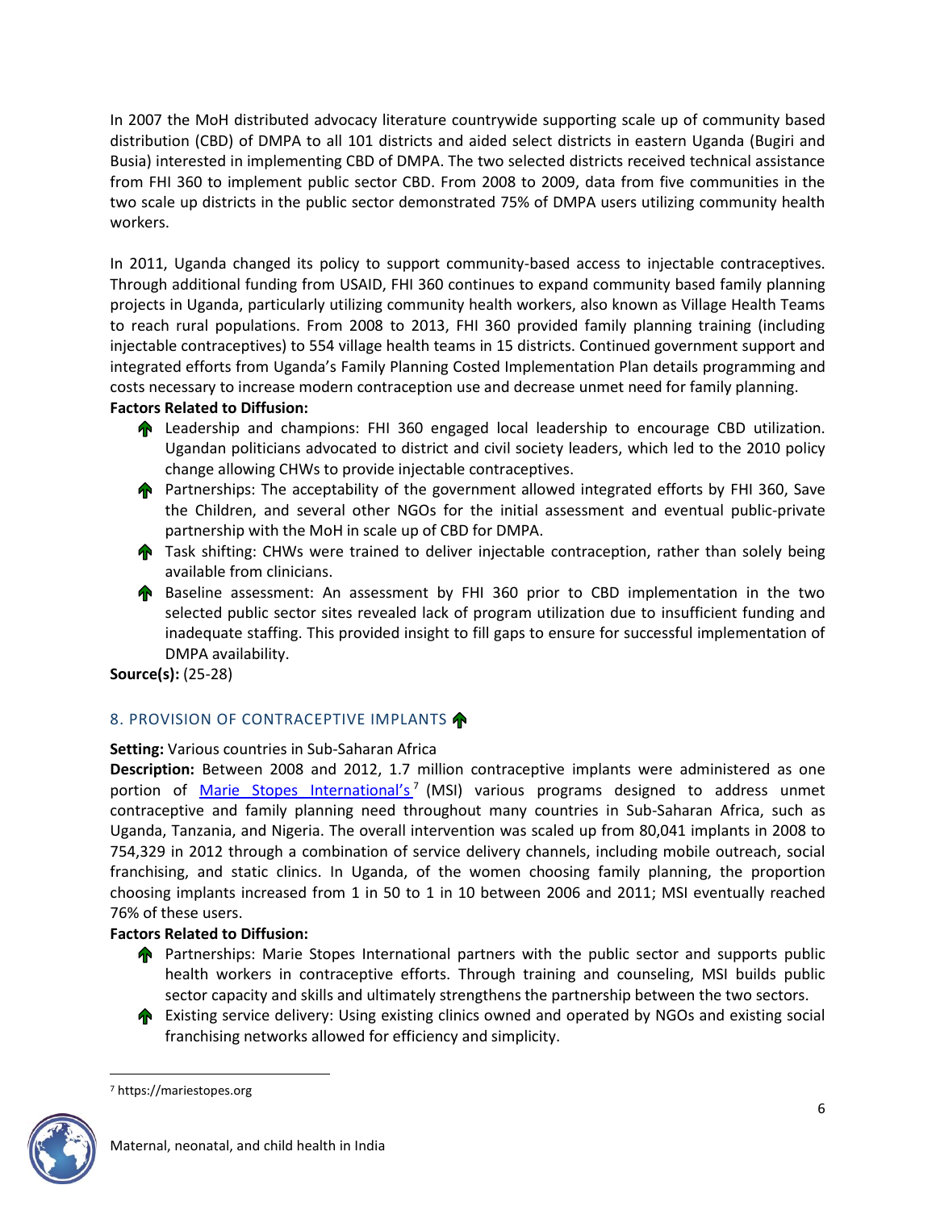In 2007 the MoH distributed advocacy literature countrywide supporting scale up of community based distribution (CBD) of DMPA to all 101 districts and aided select districts in eastern Uganda (Bugiri and Busia) interested in implementing CBD of DMPA. The two selected districts received technical assistance from FHI 360 to implement public sector CBD. From 2008 to 2009, data from five communities in the two scale up districts in the public sector demonstrated 75% of DMPA users utilizing community health workers.

In 2011, Uganda changed its policy to support community-based access to injectable contraceptives. Through additional funding from USAID, FHI 360 continues to expand community based family planning projects in Uganda, particularly utilizing community health workers, also known as Village Health Teams to reach rural populations. From 2008 to 2013, FHI 360 provided family planning training (including injectable contraceptives) to 554 village health teams in 15 districts. Continued government support and integrated efforts from Uganda's Family Planning Costed Implementation Plan details programming and costs necessary to increase modern contraception use and decrease unmet need for family planning.

**Factors Related to Diffusion:**

- Leadership and champions: FHI 360 engaged local leadership to encourage CBD utilization. Ugandan politicians advocated to district and civil society leaders, which led to the 2010 policy change allowing CHWs to provide injectable contraceptives.
- Partnerships: The acceptability of the government allowed integrated efforts by FHI 360, Save the Children, and several other NGOs for the initial assessment and eventual public-private partnership with the MoH in scale up of CBD for DMPA.
- Task shifting: CHWs were trained to deliver injectable contraception, rather than solely being available from clinicians.
- Baseline assessment: An assessment by FHI 360 prior to CBD implementation in the two selected public sector sites revealed lack of program utilization due to insufficient funding and inadequate staffing. This provided insight to fill gaps to ensure for successful implementation of DMPA availability.

**Source(s):** (25-28)

### 8. PROVISION OF CONTRACEPTIVE IMPLANTS

**Setting:** Various countries in Sub-Saharan Africa

**Description:** Between 2008 and 2012, 1.7 million contraceptive implants were administered as one portion of Marie Stopes International's[7] (MSI) various programs designed to address unmet contraceptive and family planning need throughout many countries in Sub-Saharan Africa, such as Uganda, Tanzania, and Nigeria. The overall intervention was scaled up from 80,041 implants in 2008 to 754,329 in 2012 through a combination of service delivery channels, including mobile outreach, social franchising, and static clinics. In Uganda, of the women choosing family planning, the proportion choosing implants increased from 1 in 50 to 1 in 10 between 2006 and 2011; MSI eventually reached 76% of these users.

**Factors Related to Diffusion:**

- Partnerships: Marie Stopes International partners with the public sector and supports public health workers in contraceptive efforts. Through training and counseling, MSI builds public sector capacity and skills and ultimately strengthens the partnership between the two sectors.
- Existing service delivery: Using existing clinics owned and operated by NGOs and existing social franchising networks allowed for efficiency and simplicity.

[7] https://mariestopes.org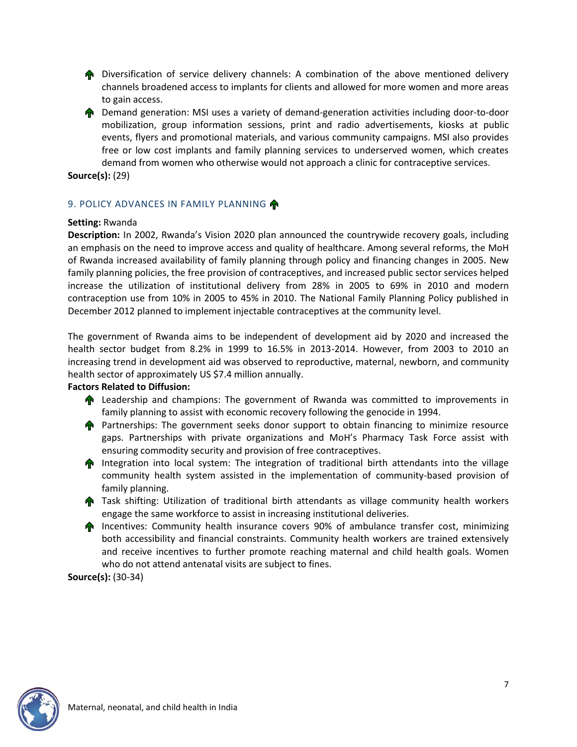- Diversification of service delivery channels: A combination of the above mentioned delivery channels broadened access to implants for clients and allowed for more women and more areas to gain access.
- Demand generation: MSI uses a variety of demand-generation activities including door-to-door mobilization, group information sessions, print and radio advertisements, kiosks at public events, flyers and promotional materials, and various community campaigns. MSI also provides free or low cost implants and family planning services to underserved women, which creates demand from women who otherwise would not approach a clinic for contraceptive services.

**Source(s):** (29)

## 9. POLICY ADVANCES IN FAMILY PLANNING

**Setting:** Rwanda

**Description:** In 2002, Rwanda's Vision 2020 plan announced the countrywide recovery goals, including an emphasis on the need to improve access and quality of healthcare. Among several reforms, the MoH of Rwanda increased availability of family planning through policy and financing changes in 2005. New family planning policies, the free provision of contraceptives, and increased public sector services helped increase the utilization of institutional delivery from 28% in 2005 to 69% in 2010 and modern contraception use from 10% in 2005 to 45% in 2010. The National Family Planning Policy published in December 2012 planned to implement injectable contraceptives at the community level.

The government of Rwanda aims to be independent of development aid by 2020 and increased the health sector budget from 8.2% in 1999 to 16.5% in 2013-2014. However, from 2003 to 2010 an increasing trend in development aid was observed to reproductive, maternal, newborn, and community health sector of approximately US $7.4 million annually.

**Factors Related to Diffusion:**

- Leadership and champions: The government of Rwanda was committed to improvements in family planning to assist with economic recovery following the genocide in 1994.
- Partnerships: The government seeks donor support to obtain financing to minimize resource gaps. Partnerships with private organizations and MoH's Pharmacy Task Force assist with ensuring commodity security and provision of free contraceptives.
- Integration into local system: The integration of traditional birth attendants into the village community health system assisted in the implementation of community-based provision of family planning.
- Task shifting: Utilization of traditional birth attendants as village community health workers engage the same workforce to assist in increasing institutional deliveries.
- Incentives: Community health insurance covers 90% of ambulance transfer cost, minimizing both accessibility and financial constraints. Community health workers are trained extensively and receive incentives to further promote reaching maternal and child health goals. Women who do not attend antenatal visits are subject to fines.

**Source(s):** (30-34)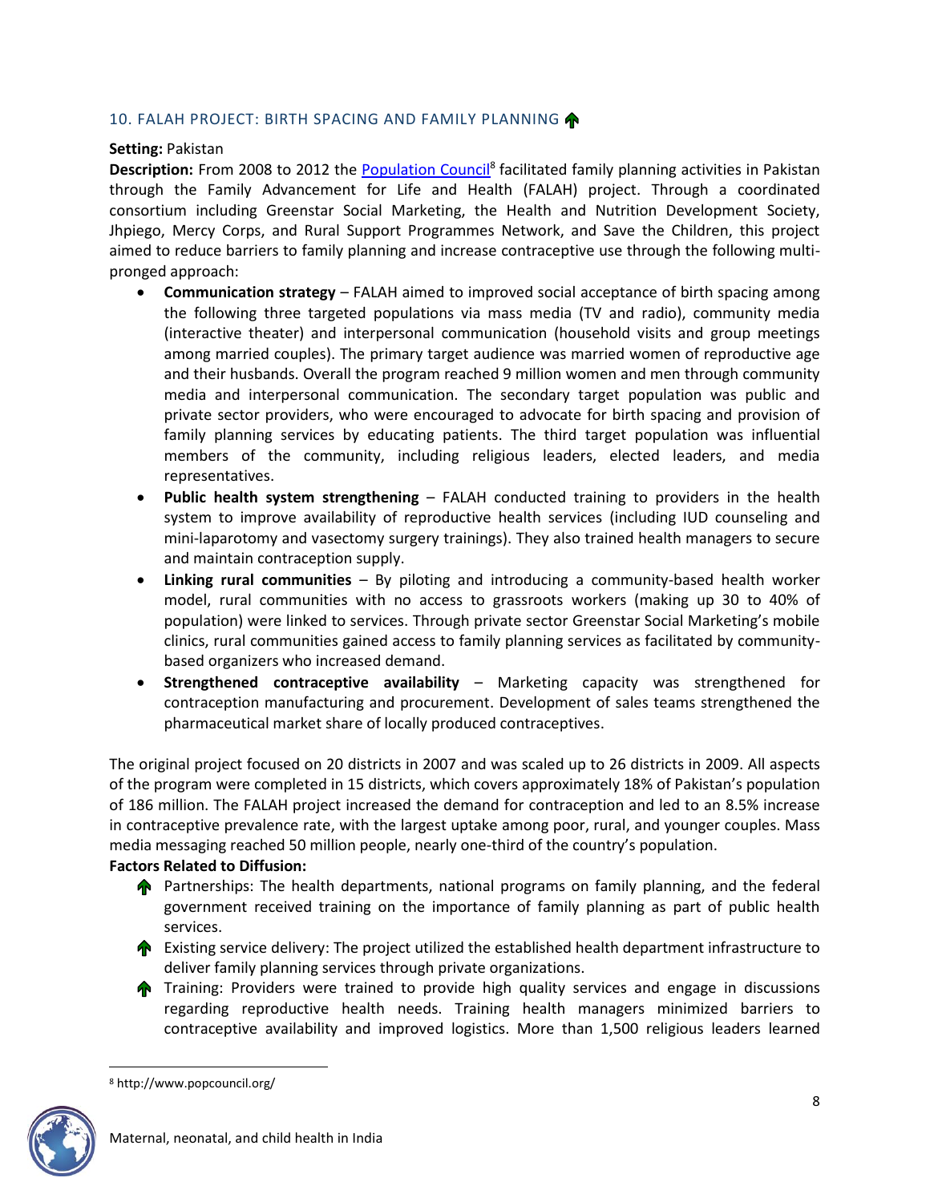### 10. FALAH PROJECT: BIRTH SPACING AND FAMILY PLANNING ↑

**Setting:** Pakistan

**Description:** From 2008 to 2012 the [Population Council][8] facilitated family planning activities in Pakistan through the Family Advancement for Life and Health (FALAH) project. Through a coordinated consortium including Greenstar Social Marketing, the Health and Nutrition Development Society, Jhpiego, Mercy Corps, and Rural Support Programmes Network, and Save the Children, this project aimed to reduce barriers to family planning and increase contraceptive use through the following multi-pronged approach:

- **Communication strategy** – FALAH aimed to improved social acceptance of birth spacing among the following three targeted populations via mass media (TV and radio), community media (interactive theater) and interpersonal communication (household visits and group meetings among married couples). The primary target audience was married women of reproductive age and their husbands. Overall the program reached 9 million women and men through community media and interpersonal communication. The secondary target population was public and private sector providers, who were encouraged to advocate for birth spacing and provision of family planning services by educating patients. The third target population was influential members of the community, including religious leaders, elected leaders, and media representatives.
- **Public health system strengthening** – FALAH conducted training to providers in the health system to improve availability of reproductive health services (including IUD counseling and mini-laparotomy and vasectomy surgery trainings). They also trained health managers to secure and maintain contraception supply.
- **Linking rural communities** – By piloting and introducing a community-based health worker model, rural communities with no access to grassroots workers (making up 30 to 40% of population) were linked to services. Through private sector Greenstar Social Marketing's mobile clinics, rural communities gained access to family planning services as facilitated by community-based organizers who increased demand.
- **Strengthened contraceptive availability** – Marketing capacity was strengthened for contraception manufacturing and procurement. Development of sales teams strengthened the pharmaceutical market share of locally produced contraceptives.

The original project focused on 20 districts in 2007 and was scaled up to 26 districts in 2009. All aspects of the program were completed in 15 districts, which covers approximately 18% of Pakistan's population of 186 million. The FALAH project increased the demand for contraception and led to an 8.5% increase in contraceptive prevalence rate, with the largest uptake among poor, rural, and younger couples. Mass media messaging reached 50 million people, nearly one-third of the country's population.

**Factors Related to Diffusion:**

- ↑ Partnerships: The health departments, national programs on family planning, and the federal government received training on the importance of family planning as part of public health services.
- ↑ Existing service delivery: The project utilized the established health department infrastructure to deliver family planning services through private organizations.
- ↑ Training: Providers were trained to provide high quality services and engage in discussions regarding reproductive health needs. Training health managers minimized barriers to contraceptive availability and improved logistics. More than 1,500 religious leaders learned

[8] http://www.popcouncil.org/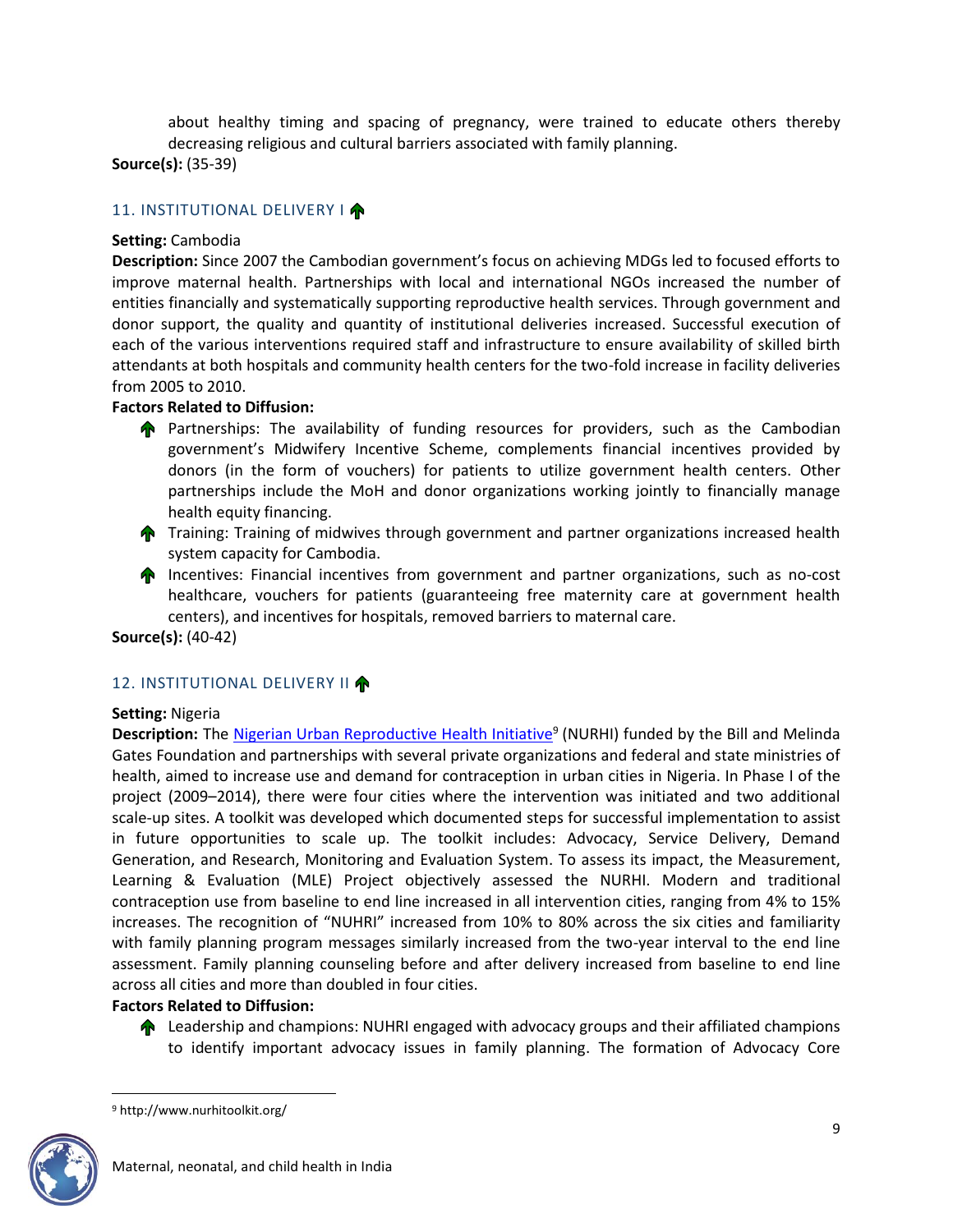about healthy timing and spacing of pregnancy, were trained to educate others thereby decreasing religious and cultural barriers associated with family planning.

**Source(s):** (35-39)

### 11. INSTITUTIONAL DELIVERY I

**Setting:** Cambodia

**Description:** Since 2007 the Cambodian government's focus on achieving MDGs led to focused efforts to improve maternal health. Partnerships with local and international NGOs increased the number of entities financially and systematically supporting reproductive health services. Through government and donor support, the quality and quantity of institutional deliveries increased. Successful execution of each of the various interventions required staff and infrastructure to ensure availability of skilled birth attendants at both hospitals and community health centers for the two-fold increase in facility deliveries from 2005 to 2010.

**Factors Related to Diffusion:**

- Partnerships: The availability of funding resources for providers, such as the Cambodian government's Midwifery Incentive Scheme, complements financial incentives provided by donors (in the form of vouchers) for patients to utilize government health centers. Other partnerships include the MoH and donor organizations working jointly to financially manage health equity financing.
- Training: Training of midwives through government and partner organizations increased health system capacity for Cambodia.
- Incentives: Financial incentives from government and partner organizations, such as no-cost healthcare, vouchers for patients (guaranteeing free maternity care at government health centers), and incentives for hospitals, removed barriers to maternal care.

**Source(s):** (40-42)

### 12. INSTITUTIONAL DELIVERY II

**Setting:** Nigeria

**Description:** The Nigerian Urban Reproductive Health Initiative[9] (NURHI) funded by the Bill and Melinda Gates Foundation and partnerships with several private organizations and federal and state ministries of health, aimed to increase use and demand for contraception in urban cities in Nigeria. In Phase I of the project (2009–2014), there were four cities where the intervention was initiated and two additional scale-up sites. A toolkit was developed which documented steps for successful implementation to assist in future opportunities to scale up. The toolkit includes: Advocacy, Service Delivery, Demand Generation, and Research, Monitoring and Evaluation System. To assess its impact, the Measurement, Learning & Evaluation (MLE) Project objectively assessed the NURHI. Modern and traditional contraception use from baseline to end line increased in all intervention cities, ranging from 4% to 15% increases. The recognition of "NUHRI" increased from 10% to 80% across the six cities and familiarity with family planning program messages similarly increased from the two-year interval to the end line assessment. Family planning counseling before and after delivery increased from baseline to end line across all cities and more than doubled in four cities.

**Factors Related to Diffusion:**

- Leadership and champions: NUHRI engaged with advocacy groups and their affiliated champions to identify important advocacy issues in family planning. The formation of Advocacy Core

[9] http://www.nurhitoolkit.org/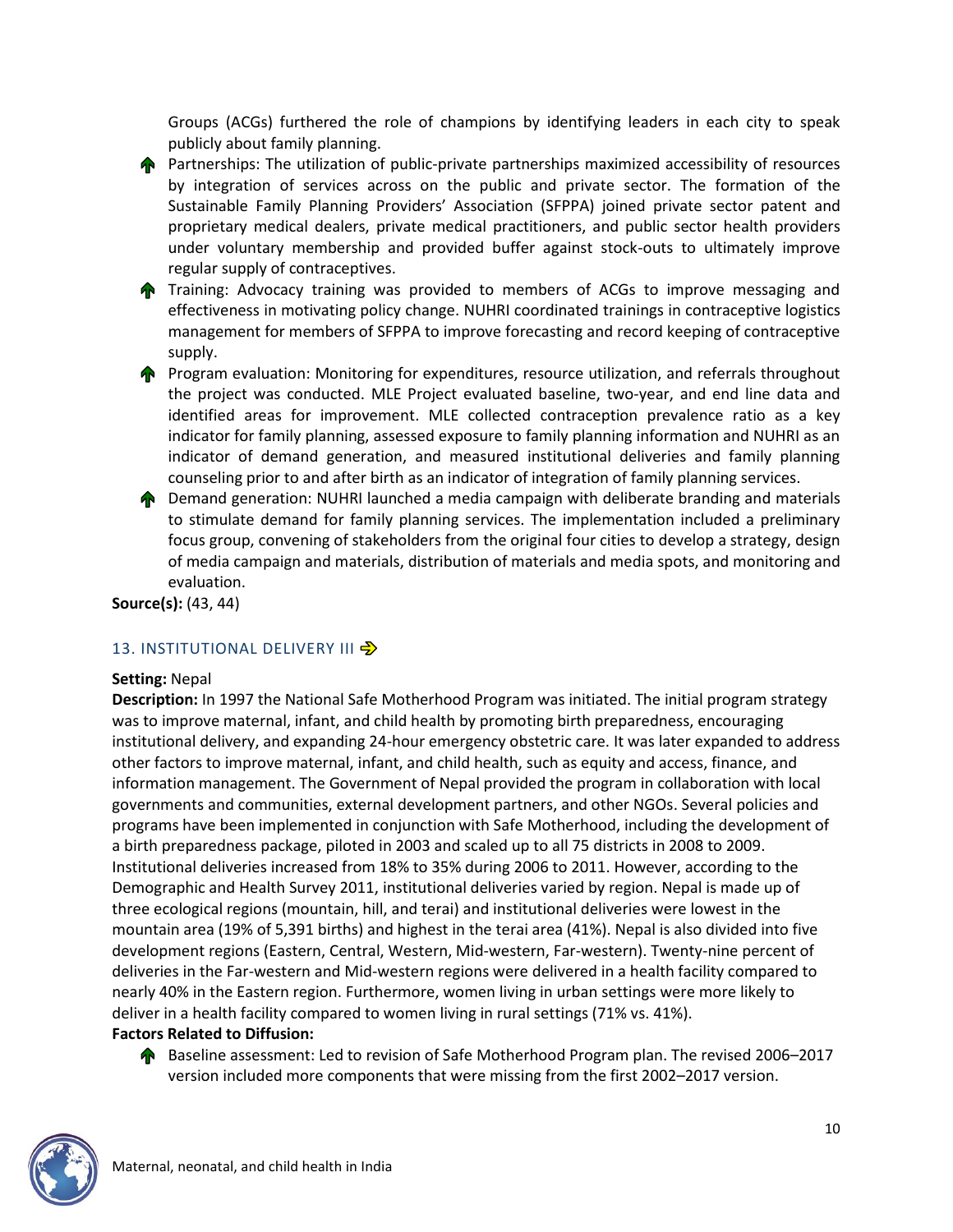Groups (ACGs) furthered the role of champions by identifying leaders in each city to speak publicly about family planning.

- Partnerships: The utilization of public-private partnerships maximized accessibility of resources by integration of services across on the public and private sector. The formation of the Sustainable Family Planning Providers' Association (SFPPA) joined private sector patent and proprietary medical dealers, private medical practitioners, and public sector health providers under voluntary membership and provided buffer against stock-outs to ultimately improve regular supply of contraceptives.
- Training: Advocacy training was provided to members of ACGs to improve messaging and effectiveness in motivating policy change. NUHRI coordinated trainings in contraceptive logistics management for members of SFPPA to improve forecasting and record keeping of contraceptive supply.
- Program evaluation: Monitoring for expenditures, resource utilization, and referrals throughout the project was conducted. MLE Project evaluated baseline, two-year, and end line data and identified areas for improvement. MLE collected contraception prevalence ratio as a key indicator for family planning, assessed exposure to family planning information and NUHRI as an indicator of demand generation, and measured institutional deliveries and family planning counseling prior to and after birth as an indicator of integration of family planning services.
- Demand generation: NUHRI launched a media campaign with deliberate branding and materials to stimulate demand for family planning services. The implementation included a preliminary focus group, convening of stakeholders from the original four cities to develop a strategy, design of media campaign and materials, distribution of materials and media spots, and monitoring and evaluation.

**Source(s):** (43, 44)

## 13. INSTITUTIONAL DELIVERY III

**Setting:** Nepal

**Description:** In 1997 the National Safe Motherhood Program was initiated. The initial program strategy was to improve maternal, infant, and child health by promoting birth preparedness, encouraging institutional delivery, and expanding 24-hour emergency obstetric care. It was later expanded to address other factors to improve maternal, infant, and child health, such as equity and access, finance, and information management. The Government of Nepal provided the program in collaboration with local governments and communities, external development partners, and other NGOs. Several policies and programs have been implemented in conjunction with Safe Motherhood, including the development of a birth preparedness package, piloted in 2003 and scaled up to all 75 districts in 2008 to 2009. Institutional deliveries increased from 18% to 35% during 2006 to 2011. However, according to the Demographic and Health Survey 2011, institutional deliveries varied by region. Nepal is made up of three ecological regions (mountain, hill, and terai) and institutional deliveries were lowest in the mountain area (19% of 5,391 births) and highest in the terai area (41%). Nepal is also divided into five development regions (Eastern, Central, Western, Mid-western, Far-western). Twenty-nine percent of deliveries in the Far-western and Mid-western regions were delivered in a health facility compared to nearly 40% in the Eastern region. Furthermore, women living in urban settings were more likely to deliver in a health facility compared to women living in rural settings (71% vs. 41%).

**Factors Related to Diffusion:**

- Baseline assessment: Led to revision of Safe Motherhood Program plan. The revised 2006–2017 version included more components that were missing from the first 2002–2017 version.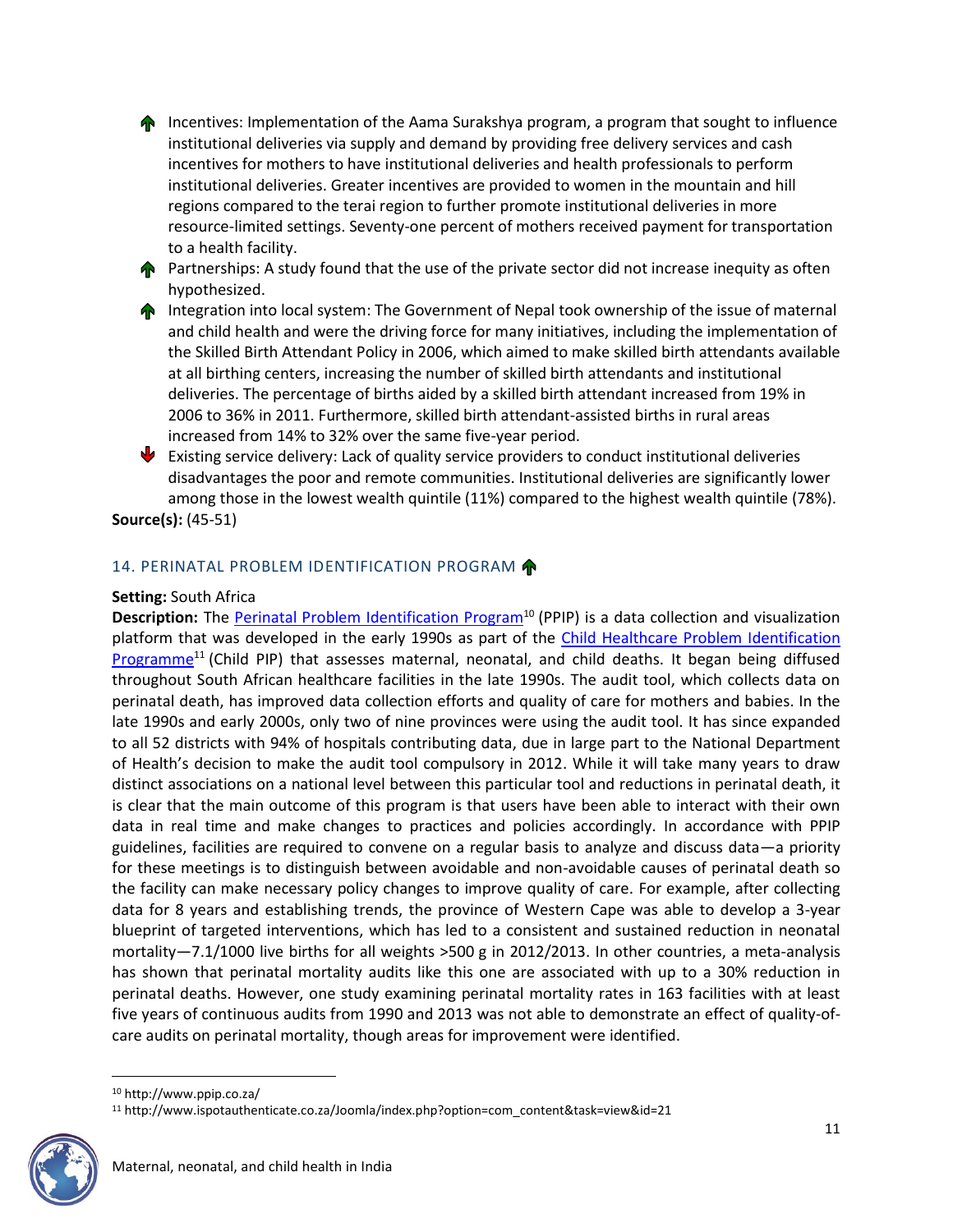- ↑ Incentives: Implementation of the Aama Surakshya program, a program that sought to influence institutional deliveries via supply and demand by providing free delivery services and cash incentives for mothers to have institutional deliveries and health professionals to perform institutional deliveries. Greater incentives are provided to women in the mountain and hill regions compared to the terai region to further promote institutional deliveries in more resource-limited settings. Seventy-one percent of mothers received payment for transportation to a health facility.
- ↑ Partnerships: A study found that the use of the private sector did not increase inequity as often hypothesized.
- ↑ Integration into local system: The Government of Nepal took ownership of the issue of maternal and child health and were the driving force for many initiatives, including the implementation of the Skilled Birth Attendant Policy in 2006, which aimed to make skilled birth attendants available at all birthing centers, increasing the number of skilled birth attendants and institutional deliveries. The percentage of births aided by a skilled birth attendant increased from 19% in 2006 to 36% in 2011. Furthermore, skilled birth attendant-assisted births in rural areas increased from 14% to 32% over the same five-year period.
- ↓ Existing service delivery: Lack of quality service providers to conduct institutional deliveries disadvantages the poor and remote communities. Institutional deliveries are significantly lower among those in the lowest wealth quintile (11%) compared to the highest wealth quintile (78%).

**Source(s):** (45-51)

## 14. PERINATAL PROBLEM IDENTIFICATION PROGRAM ↑

**Setting:** South Africa

**Description:** The Perinatal Problem Identification Program[10] (PPIP) is a data collection and visualization platform that was developed in the early 1990s as part of the Child Healthcare Problem Identification Programme[11] (Child PIP) that assesses maternal, neonatal, and child deaths. It began being diffused throughout South African healthcare facilities in the late 1990s. The audit tool, which collects data on perinatal death, has improved data collection efforts and quality of care for mothers and babies. In the late 1990s and early 2000s, only two of nine provinces were using the audit tool. It has since expanded to all 52 districts with 94% of hospitals contributing data, due in large part to the National Department of Health's decision to make the audit tool compulsory in 2012. While it will take many years to draw distinct associations on a national level between this particular tool and reductions in perinatal death, it is clear that the main outcome of this program is that users have been able to interact with their own data in real time and make changes to practices and policies accordingly. In accordance with PPIP guidelines, facilities are required to convene on a regular basis to analyze and discuss data—a priority for these meetings is to distinguish between avoidable and non-avoidable causes of perinatal death so the facility can make necessary policy changes to improve quality of care. For example, after collecting data for 8 years and establishing trends, the province of Western Cape was able to develop a 3-year blueprint of targeted interventions, which has led to a consistent and sustained reduction in neonatal mortality—7.1/1000 live births for all weights >500 g in 2012/2013. In other countries, a meta-analysis has shown that perinatal mortality audits like this one are associated with up to a 30% reduction in perinatal deaths. However, one study examining perinatal mortality rates in 163 facilities with at least five years of continuous audits from 1990 and 2013 was not able to demonstrate an effect of quality-of-care audits on perinatal mortality, though areas for improvement were identified.

---

[10] http://www.ppip.co.za/

[11] http://www.ispotauthenticate.co.za/Joomla/index.php?option=com_content&task=view&id=21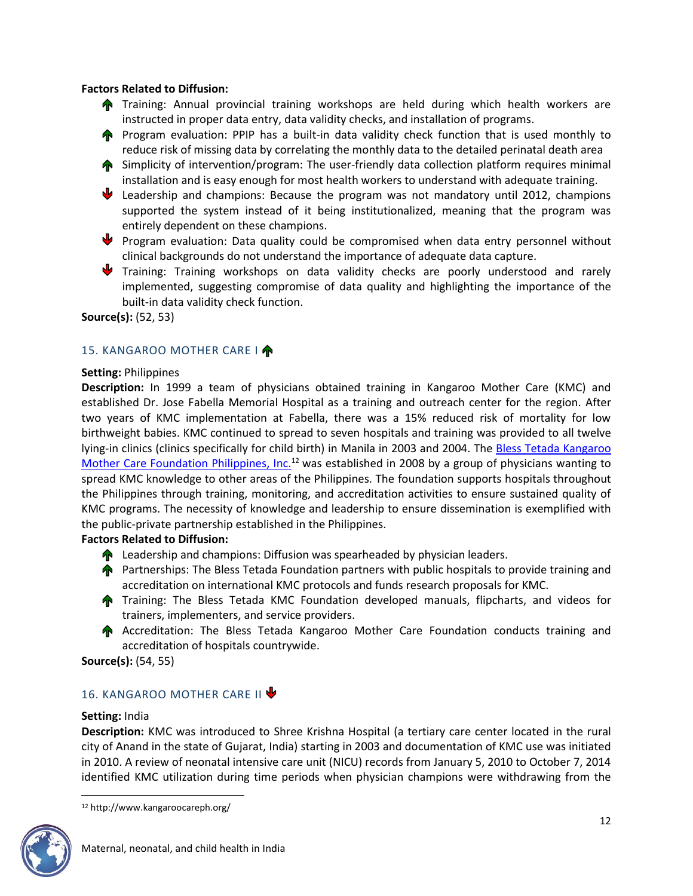**Factors Related to Diffusion:**

- ↑ Training: Annual provincial training workshops are held during which health workers are instructed in proper data entry, data validity checks, and installation of programs.
- ↑ Program evaluation: PPIP has a built-in data validity check function that is used monthly to reduce risk of missing data by correlating the monthly data to the detailed perinatal death area
- ↑ Simplicity of intervention/program: The user-friendly data collection platform requires minimal installation and is easy enough for most health workers to understand with adequate training.
- ↓ Leadership and champions: Because the program was not mandatory until 2012, champions supported the system instead of it being institutionalized, meaning that the program was entirely dependent on these champions.
- ↓ Program evaluation: Data quality could be compromised when data entry personnel without clinical backgrounds do not understand the importance of adequate data capture.
- ↓ Training: Training workshops on data validity checks are poorly understood and rarely implemented, suggesting compromise of data quality and highlighting the importance of the built-in data validity check function.

**Source(s):** (52, 53)

## 15. KANGAROO MOTHER CARE I ↑

**Setting:** Philippines

**Description:** In 1999 a team of physicians obtained training in Kangaroo Mother Care (KMC) and established Dr. Jose Fabella Memorial Hospital as a training and outreach center for the region. After two years of KMC implementation at Fabella, there was a 15% reduced risk of mortality for low birthweight babies. KMC continued to spread to seven hospitals and training was provided to all twelve lying-in clinics (clinics specifically for child birth) in Manila in 2003 and 2004. The Bless Tetada Kangaroo Mother Care Foundation Philippines, Inc.[12] was established in 2008 by a group of physicians wanting to spread KMC knowledge to other areas of the Philippines. The foundation supports hospitals throughout the Philippines through training, monitoring, and accreditation activities to ensure sustained quality of KMC programs. The necessity of knowledge and leadership to ensure dissemination is exemplified with the public-private partnership established in the Philippines.

**Factors Related to Diffusion:**

- ↑ Leadership and champions: Diffusion was spearheaded by physician leaders.
- ↑ Partnerships: The Bless Tetada Foundation partners with public hospitals to provide training and accreditation on international KMC protocols and funds research proposals for KMC.
- ↑ Training: The Bless Tetada KMC Foundation developed manuals, flipcharts, and videos for trainers, implementers, and service providers.
- ↑ Accreditation: The Bless Tetada Kangaroo Mother Care Foundation conducts training and accreditation of hospitals countrywide.

**Source(s):** (54, 55)

## 16. KANGAROO MOTHER CARE II ↓

**Setting:** India

**Description:** KMC was introduced to Shree Krishna Hospital (a tertiary care center located in the rural city of Anand in the state of Gujarat, India) starting in 2003 and documentation of KMC use was initiated in 2010. A review of neonatal intensive care unit (NICU) records from January 5, 2010 to October 7, 2014 identified KMC utilization during time periods when physician champions were withdrawing from the

[12] http://www.kangaroocareph.org/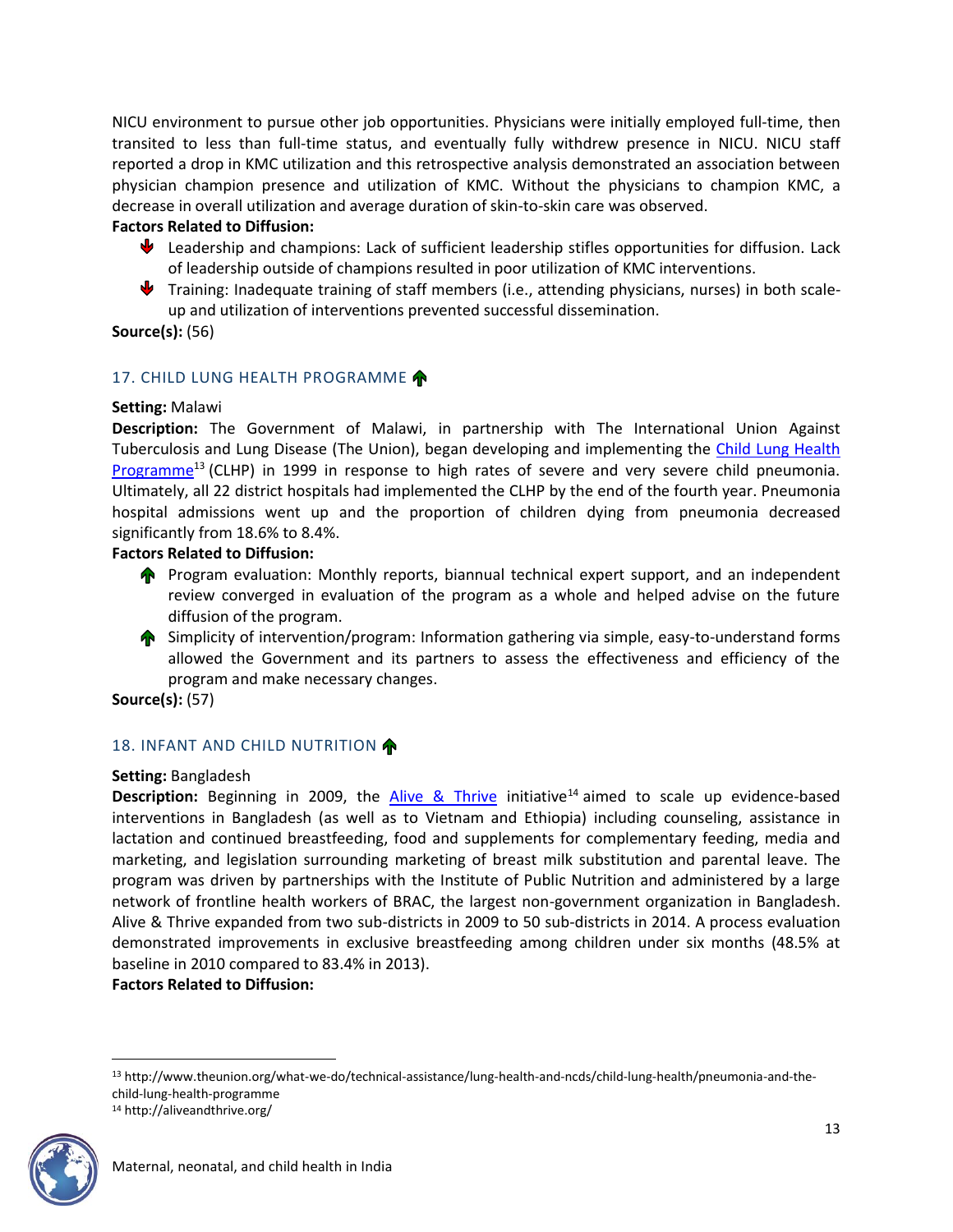NICU environment to pursue other job opportunities. Physicians were initially employed full-time, then transited to less than full-time status, and eventually fully withdrew presence in NICU. NICU staff reported a drop in KMC utilization and this retrospective analysis demonstrated an association between physician champion presence and utilization of KMC. Without the physicians to champion KMC, a decrease in overall utilization and average duration of skin-to-skin care was observed.

**Factors Related to Diffusion:**

- ⬇ Leadership and champions: Lack of sufficient leadership stifles opportunities for diffusion. Lack of leadership outside of champions resulted in poor utilization of KMC interventions.
- ⬇ Training: Inadequate training of staff members (i.e., attending physicians, nurses) in both scale-up and utilization of interventions prevented successful dissemination.

**Source(s):** (56)

### 17. CHILD LUNG HEALTH PROGRAMME ⬆

**Setting:** Malawi

**Description:** The Government of Malawi, in partnership with The International Union Against Tuberculosis and Lung Disease (The Union), began developing and implementing the Child Lung Health Programme[13] (CLHP) in 1999 in response to high rates of severe and very severe child pneumonia. Ultimately, all 22 district hospitals had implemented the CLHP by the end of the fourth year. Pneumonia hospital admissions went up and the proportion of children dying from pneumonia decreased significantly from 18.6% to 8.4%.

**Factors Related to Diffusion:**

- ⬆ Program evaluation: Monthly reports, biannual technical expert support, and an independent review converged in evaluation of the program as a whole and helped advise on the future diffusion of the program.
- ⬆ Simplicity of intervention/program: Information gathering via simple, easy-to-understand forms allowed the Government and its partners to assess the effectiveness and efficiency of the program and make necessary changes.

**Source(s):** (57)

### 18. INFANT AND CHILD NUTRITION ⬆

**Setting:** Bangladesh

**Description:** Beginning in 2009, the Alive & Thrive initiative[14] aimed to scale up evidence-based interventions in Bangladesh (as well as to Vietnam and Ethiopia) including counseling, assistance in lactation and continued breastfeeding, food and supplements for complementary feeding, media and marketing, and legislation surrounding marketing of breast milk substitution and parental leave. The program was driven by partnerships with the Institute of Public Nutrition and administered by a large network of frontline health workers of BRAC, the largest non-government organization in Bangladesh. Alive & Thrive expanded from two sub-districts in 2009 to 50 sub-districts in 2014. A process evaluation demonstrated improvements in exclusive breastfeeding among children under six months (48.5% at baseline in 2010 compared to 83.4% in 2013).

**Factors Related to Diffusion:**

---

[13] http://www.theunion.org/what-we-do/technical-assistance/lung-health-and-ncds/child-lung-health/pneumonia-and-the-child-lung-health-programme

[14] http://aliveandthrive.org/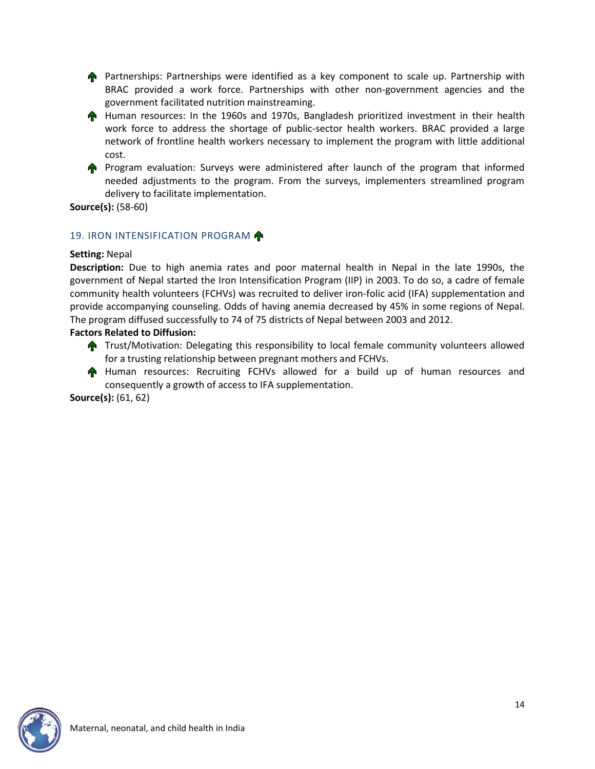- Partnerships: Partnerships were identified as a key component to scale up. Partnership with BRAC provided a work force. Partnerships with other non-government agencies and the government facilitated nutrition mainstreaming.
- Human resources: In the 1960s and 1970s, Bangladesh prioritized investment in their health work force to address the shortage of public-sector health workers. BRAC provided a large network of frontline health workers necessary to implement the program with little additional cost.
- Program evaluation: Surveys were administered after launch of the program that informed needed adjustments to the program. From the surveys, implementers streamlined program delivery to facilitate implementation.

**Source(s):** (58-60)

### 19. IRON INTENSIFICATION PROGRAM

**Setting:** Nepal

**Description:** Due to high anemia rates and poor maternal health in Nepal in the late 1990s, the government of Nepal started the Iron Intensification Program (IIP) in 2003. To do so, a cadre of female community health volunteers (FCHVs) was recruited to deliver iron-folic acid (IFA) supplementation and provide accompanying counseling. Odds of having anemia decreased by 45% in some regions of Nepal. The program diffused successfully to 74 of 75 districts of Nepal between 2003 and 2012.

**Factors Related to Diffusion:**

- Trust/Motivation: Delegating this responsibility to local female community volunteers allowed for a trusting relationship between pregnant mothers and FCHVs.
- Human resources: Recruiting FCHVs allowed for a build up of human resources and consequently a growth of access to IFA supplementation.

**Source(s):** (61, 62)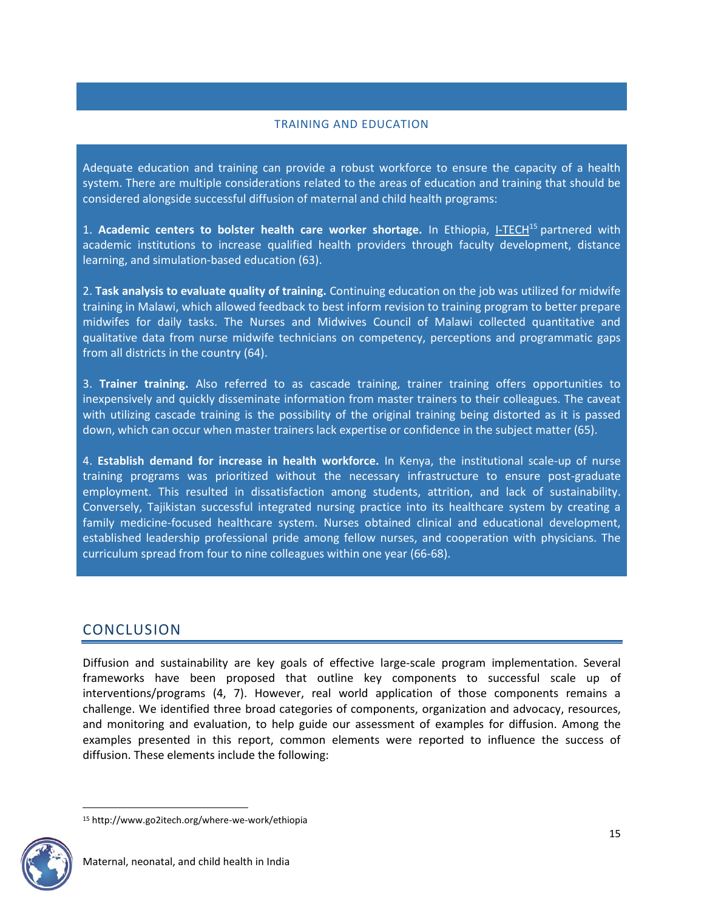### TRAINING AND EDUCATION

Adequate education and training can provide a robust workforce to ensure the capacity of a health system. There are multiple considerations related to the areas of education and training that should be considered alongside successful diffusion of maternal and child health programs:

1. **Academic centers to bolster health care worker shortage.** In Ethiopia, I-TECH[15] partnered with academic institutions to increase qualified health providers through faculty development, distance learning, and simulation-based education (63).

2. **Task analysis to evaluate quality of training.** Continuing education on the job was utilized for midwife training in Malawi, which allowed feedback to best inform revision to training program to better prepare midwifes for daily tasks. The Nurses and Midwives Council of Malawi collected quantitative and qualitative data from nurse midwife technicians on competency, perceptions and programmatic gaps from all districts in the country (64).

3. **Trainer training.** Also referred to as cascade training, trainer training offers opportunities to inexpensively and quickly disseminate information from master trainers to their colleagues. The caveat with utilizing cascade training is the possibility of the original training being distorted as it is passed down, which can occur when master trainers lack expertise or confidence in the subject matter (65).

4. **Establish demand for increase in health workforce.** In Kenya, the institutional scale-up of nurse training programs was prioritized without the necessary infrastructure to ensure post-graduate employment. This resulted in dissatisfaction among students, attrition, and lack of sustainability. Conversely, Tajikistan successful integrated nursing practice into its healthcare system by creating a family medicine-focused healthcare system. Nurses obtained clinical and educational development, established leadership professional pride among fellow nurses, and cooperation with physicians. The curriculum spread from four to nine colleagues within one year (66-68).

## CONCLUSION

Diffusion and sustainability are key goals of effective large-scale program implementation. Several frameworks have been proposed that outline key components to successful scale up of interventions/programs (4, 7). However, real world application of those components remains a challenge. We identified three broad categories of components, organization and advocacy, resources, and monitoring and evaluation, to help guide our assessment of examples for diffusion. Among the examples presented in this report, common elements were reported to influence the success of diffusion. These elements include the following:

[15] http://www.go2itech.org/where-we-work/ethiopia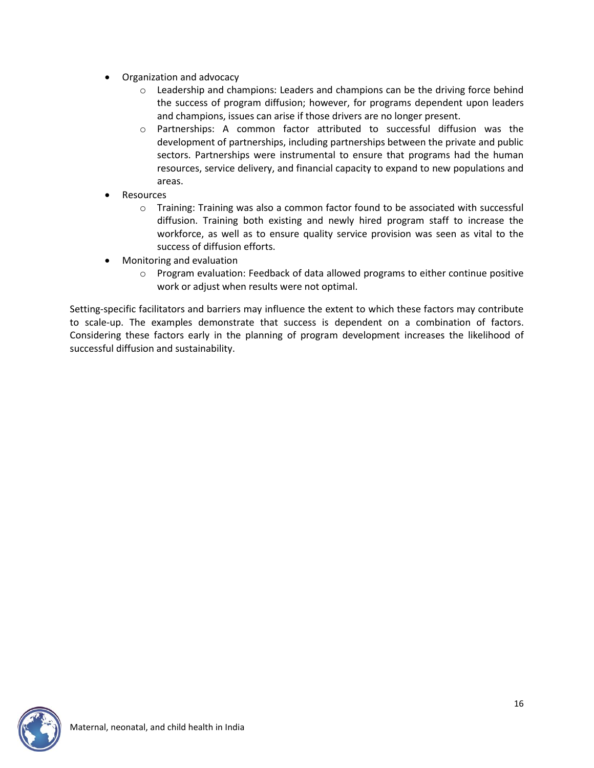- Organization and advocacy
  - Leadership and champions: Leaders and champions can be the driving force behind the success of program diffusion; however, for programs dependent upon leaders and champions, issues can arise if those drivers are no longer present.
  - Partnerships: A common factor attributed to successful diffusion was the development of partnerships, including partnerships between the private and public sectors. Partnerships were instrumental to ensure that programs had the human resources, service delivery, and financial capacity to expand to new populations and areas.
- Resources
  - Training: Training was also a common factor found to be associated with successful diffusion. Training both existing and newly hired program staff to increase the workforce, as well as to ensure quality service provision was seen as vital to the success of diffusion efforts.
- Monitoring and evaluation
  - Program evaluation: Feedback of data allowed programs to either continue positive work or adjust when results were not optimal.

Setting-specific facilitators and barriers may influence the extent to which these factors may contribute to scale-up. The examples demonstrate that success is dependent on a combination of factors. Considering these factors early in the planning of program development increases the likelihood of successful diffusion and sustainability.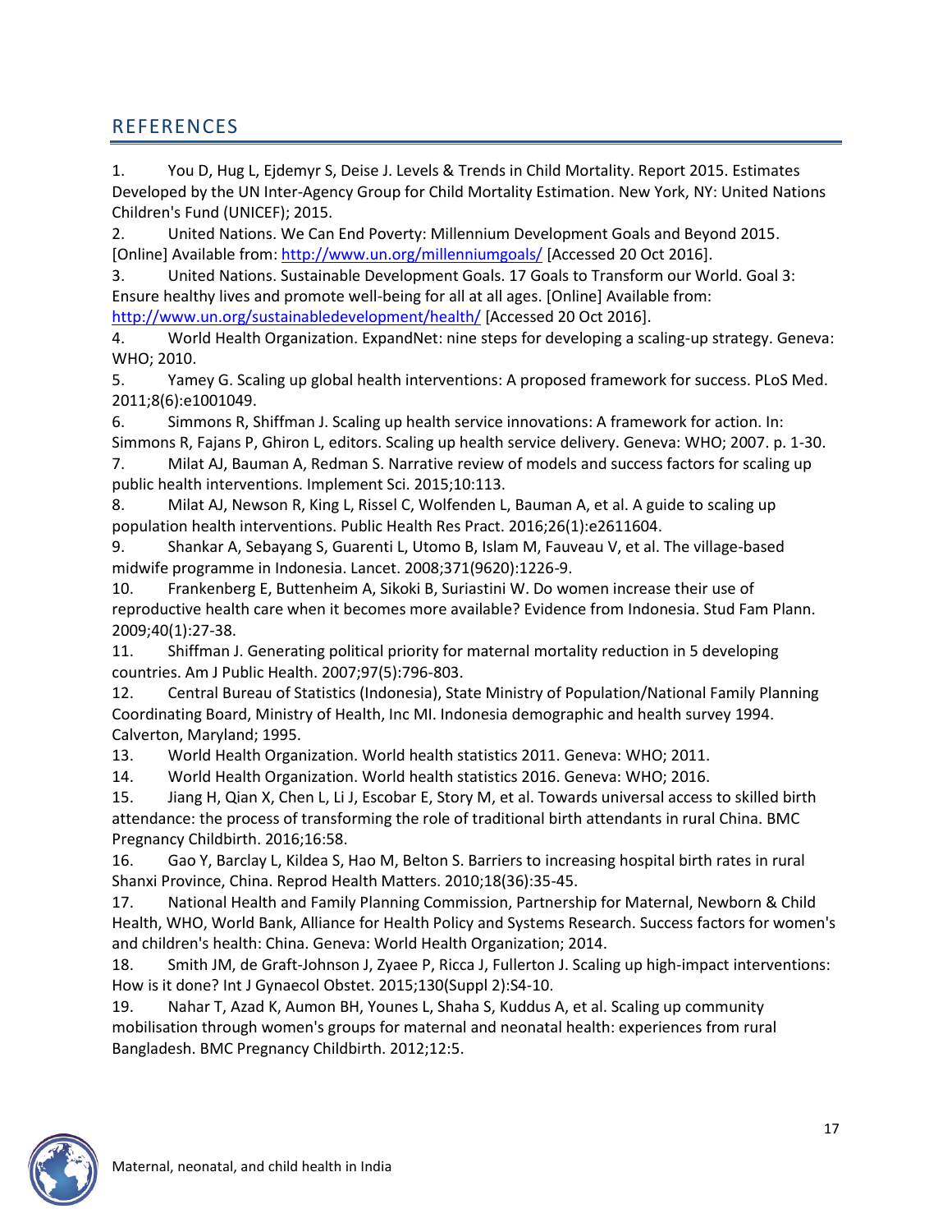## REFERENCES

1. You D, Hug L, Ejdemyr S, Deise J. Levels & Trends in Child Mortality. Report 2015. Estimates Developed by the UN Inter-Agency Group for Child Mortality Estimation. New York, NY: United Nations Children's Fund (UNICEF); 2015.
2. United Nations. We Can End Poverty: Millennium Development Goals and Beyond 2015. [Online] Available from: http://www.un.org/millenniumgoals/ [Accessed 20 Oct 2016].
3. United Nations. Sustainable Development Goals. 17 Goals to Transform our World. Goal 3: Ensure healthy lives and promote well-being for all at all ages. [Online] Available from: http://www.un.org/sustainabledevelopment/health/ [Accessed 20 Oct 2016].
4. World Health Organization. ExpandNet: nine steps for developing a scaling-up strategy. Geneva: WHO; 2010.
5. Yamey G. Scaling up global health interventions: A proposed framework for success. PLoS Med. 2011;8(6):e1001049.
6. Simmons R, Shiffman J. Scaling up health service innovations: A framework for action. In: Simmons R, Fajans P, Ghiron L, editors. Scaling up health service delivery. Geneva: WHO; 2007. p. 1-30.
7. Milat AJ, Bauman A, Redman S. Narrative review of models and success factors for scaling up public health interventions. Implement Sci. 2015;10:113.
8. Milat AJ, Newson R, King L, Rissel C, Wolfenden L, Bauman A, et al. A guide to scaling up population health interventions. Public Health Res Pract. 2016;26(1):e2611604.
9. Shankar A, Sebayang S, Guarenti L, Utomo B, Islam M, Fauveau V, et al. The village-based midwife programme in Indonesia. Lancet. 2008;371(9620):1226-9.
10. Frankenberg E, Buttenheim A, Sikoki B, Suriastini W. Do women increase their use of reproductive health care when it becomes more available? Evidence from Indonesia. Stud Fam Plann. 2009;40(1):27-38.
11. Shiffman J. Generating political priority for maternal mortality reduction in 5 developing countries. Am J Public Health. 2007;97(5):796-803.
12. Central Bureau of Statistics (Indonesia), State Ministry of Population/National Family Planning Coordinating Board, Ministry of Health, Inc MI. Indonesia demographic and health survey 1994. Calverton, Maryland; 1995.
13. World Health Organization. World health statistics 2011. Geneva: WHO; 2011.
14. World Health Organization. World health statistics 2016. Geneva: WHO; 2016.
15. Jiang H, Qian X, Chen L, Li J, Escobar E, Story M, et al. Towards universal access to skilled birth attendance: the process of transforming the role of traditional birth attendants in rural China. BMC Pregnancy Childbirth. 2016;16:58.
16. Gao Y, Barclay L, Kildea S, Hao M, Belton S. Barriers to increasing hospital birth rates in rural Shanxi Province, China. Reprod Health Matters. 2010;18(36):35-45.
17. National Health and Family Planning Commission, Partnership for Maternal, Newborn & Child Health, WHO, World Bank, Alliance for Health Policy and Systems Research. Success factors for women's and children's health: China. Geneva: World Health Organization; 2014.
18. Smith JM, de Graft-Johnson J, Zyaee P, Ricca J, Fullerton J. Scaling up high-impact interventions: How is it done? Int J Gynaecol Obstet. 2015;130(Suppl 2):S4-10.
19. Nahar T, Azad K, Aumon BH, Younes L, Shaha S, Kuddus A, et al. Scaling up community mobilisation through women's groups for maternal and neonatal health: experiences from rural Bangladesh. BMC Pregnancy Childbirth. 2012;12:5.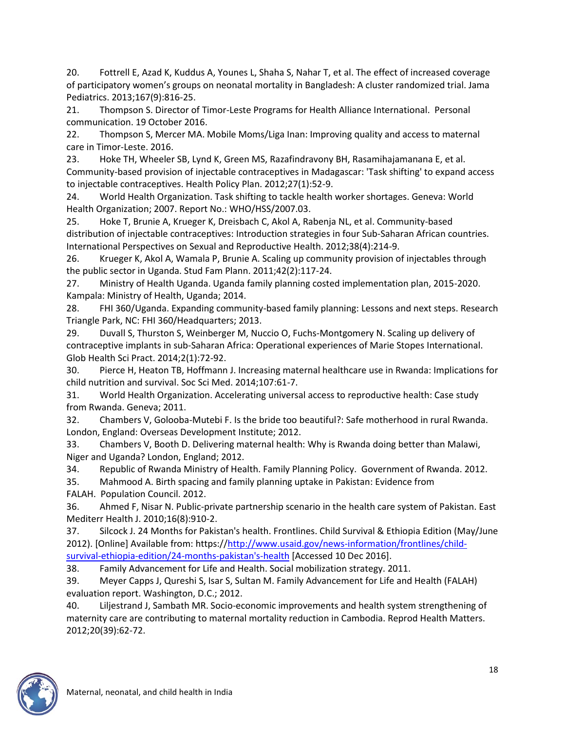20. Fottrell E, Azad K, Kuddus A, Younes L, Shaha S, Nahar T, et al. The effect of increased coverage of participatory women's groups on neonatal mortality in Bangladesh: A cluster randomized trial. Jama Pediatrics. 2013;167(9):816-25.

21. Thompson S. Director of Timor-Leste Programs for Health Alliance International. Personal communication. 19 October 2016.

22. Thompson S, Mercer MA. Mobile Moms/Liga Inan: Improving quality and access to maternal care in Timor-Leste. 2016.

23. Hoke TH, Wheeler SB, Lynd K, Green MS, Razafindravony BH, Rasamihajamanana E, et al. Community-based provision of injectable contraceptives in Madagascar: 'Task shifting' to expand access to injectable contraceptives. Health Policy Plan. 2012;27(1):52-9.

24. World Health Organization. Task shifting to tackle health worker shortages. Geneva: World Health Organization; 2007. Report No.: WHO/HSS/2007.03.

25. Hoke T, Brunie A, Krueger K, Dreisbach C, Akol A, Rabenja NL, et al. Community-based distribution of injectable contraceptives: Introduction strategies in four Sub-Saharan African countries. International Perspectives on Sexual and Reproductive Health. 2012;38(4):214-9.

26. Krueger K, Akol A, Wamala P, Brunie A. Scaling up community provision of injectables through the public sector in Uganda. Stud Fam Plann. 2011;42(2):117-24.

27. Ministry of Health Uganda. Uganda family planning costed implementation plan, 2015-2020. Kampala: Ministry of Health, Uganda; 2014.

28. FHI 360/Uganda. Expanding community-based family planning: Lessons and next steps. Research Triangle Park, NC: FHI 360/Headquarters; 2013.

29. Duvall S, Thurston S, Weinberger M, Nuccio O, Fuchs-Montgomery N. Scaling up delivery of contraceptive implants in sub-Saharan Africa: Operational experiences of Marie Stopes International. Glob Health Sci Pract. 2014;2(1):72-92.

30. Pierce H, Heaton TB, Hoffmann J. Increasing maternal healthcare use in Rwanda: Implications for child nutrition and survival. Soc Sci Med. 2014;107:61-7.

31. World Health Organization. Accelerating universal access to reproductive health: Case study from Rwanda. Geneva; 2011.

32. Chambers V, Golooba-Mutebi F. Is the bride too beautiful?: Safe motherhood in rural Rwanda. London, England: Overseas Development Institute; 2012.

33. Chambers V, Booth D. Delivering maternal health: Why is Rwanda doing better than Malawi, Niger and Uganda? London, England; 2012.

34. Republic of Rwanda Ministry of Health. Family Planning Policy. Government of Rwanda. 2012.

35. Mahmood A. Birth spacing and family planning uptake in Pakistan: Evidence from FALAH. Population Council. 2012.

36. Ahmed F, Nisar N. Public-private partnership scenario in the health care system of Pakistan. East Mediterr Health J. 2010;16(8):910-2.

37. Silcock J. 24 Months for Pakistan's health. Frontlines. Child Survival & Ethiopia Edition (May/June 2012). [Online] Available from: https://http://www.usaid.gov/news-information/frontlines/child-survival-ethiopia-edition/24-months-pakistan's-health [Accessed 10 Dec 2016].

38. Family Advancement for Life and Health. Social mobilization strategy. 2011.

39. Meyer Capps J, Qureshi S, Isar S, Sultan M. Family Advancement for Life and Health (FALAH) evaluation report. Washington, D.C.; 2012.

40. Liljestrand J, Sambath MR. Socio-economic improvements and health system strengthening of maternity care are contributing to maternal mortality reduction in Cambodia. Reprod Health Matters. 2012;20(39):62-72.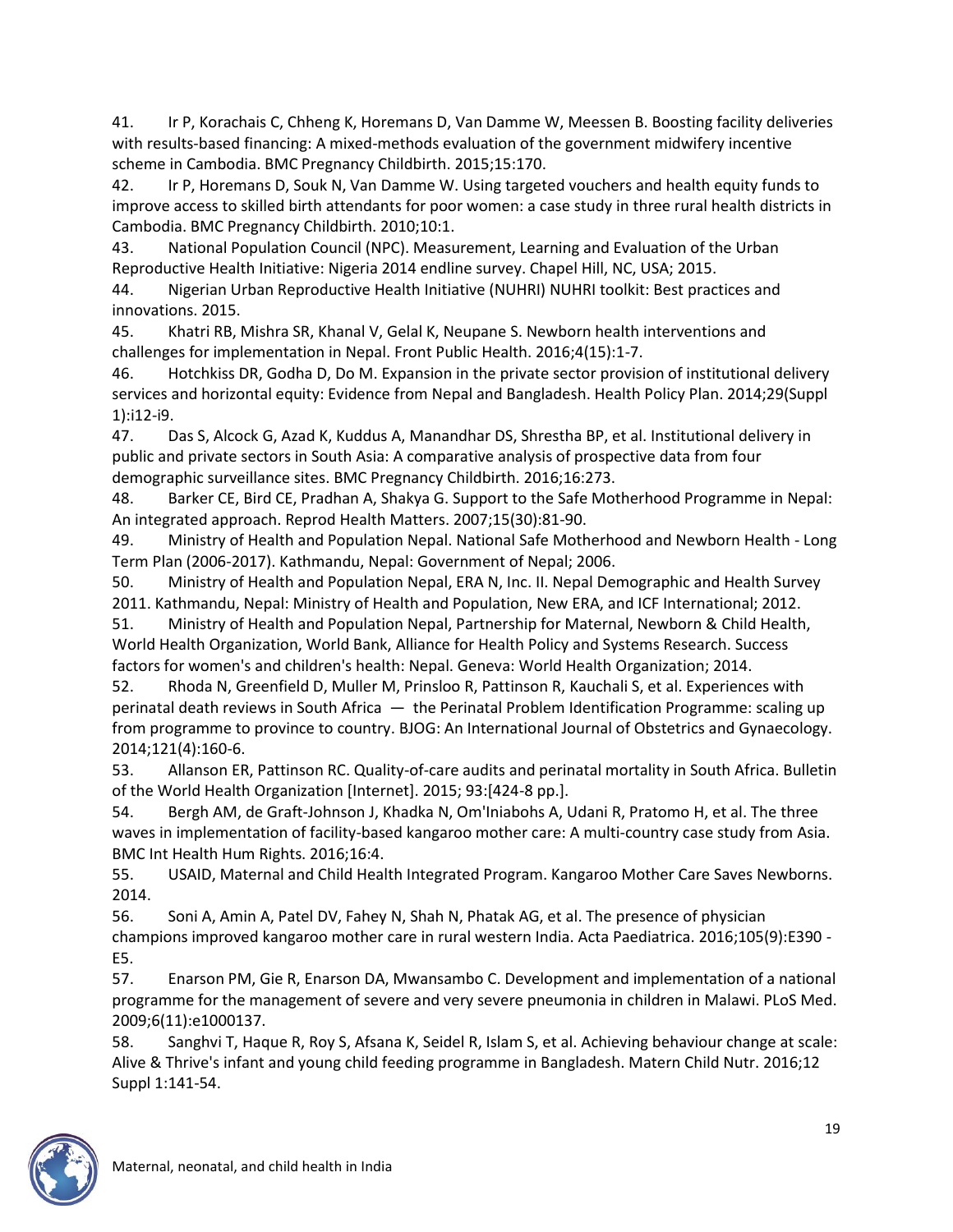41. Ir P, Korachais C, Chheng K, Horemans D, Van Damme W, Meessen B. Boosting facility deliveries with results-based financing: A mixed-methods evaluation of the government midwifery incentive scheme in Cambodia. BMC Pregnancy Childbirth. 2015;15:170.
42. Ir P, Horemans D, Souk N, Van Damme W. Using targeted vouchers and health equity funds to improve access to skilled birth attendants for poor women: a case study in three rural health districts in Cambodia. BMC Pregnancy Childbirth. 2010;10:1.
43. National Population Council (NPC). Measurement, Learning and Evaluation of the Urban Reproductive Health Initiative: Nigeria 2014 endline survey. Chapel Hill, NC, USA; 2015.
44. Nigerian Urban Reproductive Health Initiative (NUHRI) NUHRI toolkit: Best practices and innovations. 2015.
45. Khatri RB, Mishra SR, Khanal V, Gelal K, Neupane S. Newborn health interventions and challenges for implementation in Nepal. Front Public Health. 2016;4(15):1-7.
46. Hotchkiss DR, Godha D, Do M. Expansion in the private sector provision of institutional delivery services and horizontal equity: Evidence from Nepal and Bangladesh. Health Policy Plan. 2014;29(Suppl 1):i12-i9.
47. Das S, Alcock G, Azad K, Kuddus A, Manandhar DS, Shrestha BP, et al. Institutional delivery in public and private sectors in South Asia: A comparative analysis of prospective data from four demographic surveillance sites. BMC Pregnancy Childbirth. 2016;16:273.
48. Barker CE, Bird CE, Pradhan A, Shakya G. Support to the Safe Motherhood Programme in Nepal: An integrated approach. Reprod Health Matters. 2007;15(30):81-90.
49. Ministry of Health and Population Nepal. National Safe Motherhood and Newborn Health - Long Term Plan (2006-2017). Kathmandu, Nepal: Government of Nepal; 2006.
50. Ministry of Health and Population Nepal, ERA N, Inc. II. Nepal Demographic and Health Survey 2011. Kathmandu, Nepal: Ministry of Health and Population, New ERA, and ICF International; 2012.
51. Ministry of Health and Population Nepal, Partnership for Maternal, Newborn & Child Health, World Health Organization, World Bank, Alliance for Health Policy and Systems Research. Success factors for women's and children's health: Nepal. Geneva: World Health Organization; 2014.
52. Rhoda N, Greenfield D, Muller M, Prinsloo R, Pattinson R, Kauchali S, et al. Experiences with perinatal death reviews in South Africa — the Perinatal Problem Identification Programme: scaling up from programme to province to country. BJOG: An International Journal of Obstetrics and Gynaecology. 2014;121(4):160-6.
53. Allanson ER, Pattinson RC. Quality-of-care audits and perinatal mortality in South Africa. Bulletin of the World Health Organization [Internet]. 2015; 93:[424-8 pp.].
54. Bergh AM, de Graft-Johnson J, Khadka N, Om'Iniabohs A, Udani R, Pratomo H, et al. The three waves in implementation of facility-based kangaroo mother care: A multi-country case study from Asia. BMC Int Health Hum Rights. 2016;16:4.
55. USAID, Maternal and Child Health Integrated Program. Kangaroo Mother Care Saves Newborns. 2014.
56. Soni A, Amin A, Patel DV, Fahey N, Shah N, Phatak AG, et al. The presence of physician champions improved kangaroo mother care in rural western India. Acta Paediatrica. 2016;105(9):E390 - E5.
57. Enarson PM, Gie R, Enarson DA, Mwansambo C. Development and implementation of a national programme for the management of severe and very severe pneumonia in children in Malawi. PLoS Med. 2009;6(11):e1000137.
58. Sanghvi T, Haque R, Roy S, Afsana K, Seidel R, Islam S, et al. Achieving behaviour change at scale: Alive & Thrive's infant and young child feeding programme in Bangladesh. Matern Child Nutr. 2016;12 Suppl 1:141-54.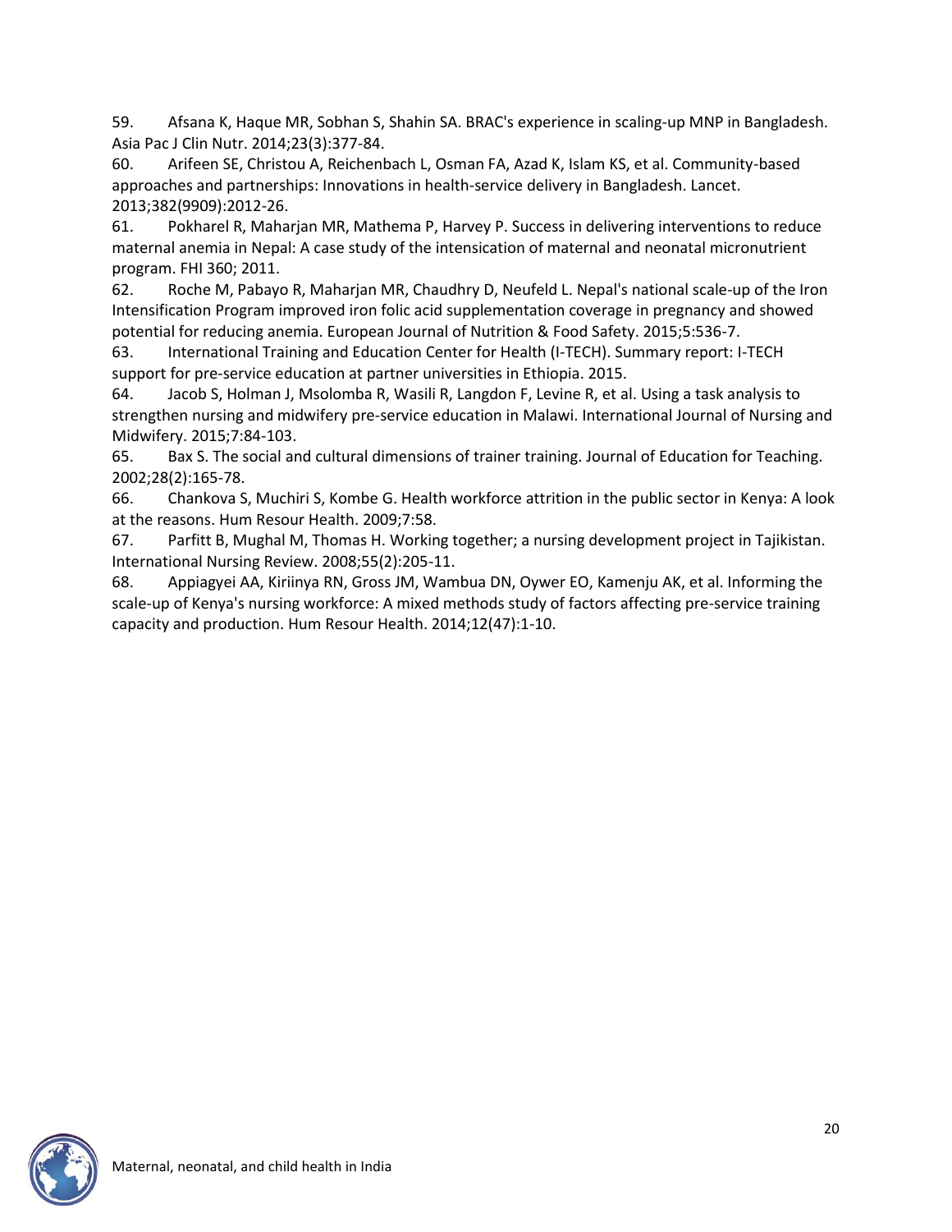59. Afsana K, Haque MR, Sobhan S, Shahin SA. BRAC's experience in scaling-up MNP in Bangladesh. Asia Pac J Clin Nutr. 2014;23(3):377-84.

60. Arifeen SE, Christou A, Reichenbach L, Osman FA, Azad K, Islam KS, et al. Community-based approaches and partnerships: Innovations in health-service delivery in Bangladesh. Lancet. 2013;382(9909):2012-26.

61. Pokharel R, Maharjan MR, Mathema P, Harvey P. Success in delivering interventions to reduce maternal anemia in Nepal: A case study of the intensication of maternal and neonatal micronutrient program. FHI 360; 2011.

62. Roche M, Pabayo R, Maharjan MR, Chaudhry D, Neufeld L. Nepal's national scale-up of the Iron Intensification Program improved iron folic acid supplementation coverage in pregnancy and showed potential for reducing anemia. European Journal of Nutrition & Food Safety. 2015;5:536-7.

63. International Training and Education Center for Health (I-TECH). Summary report: I-TECH support for pre-service education at partner universities in Ethiopia. 2015.

64. Jacob S, Holman J, Msolomba R, Wasili R, Langdon F, Levine R, et al. Using a task analysis to strengthen nursing and midwifery pre-service education in Malawi. International Journal of Nursing and Midwifery. 2015;7:84-103.

65. Bax S. The social and cultural dimensions of trainer training. Journal of Education for Teaching. 2002;28(2):165-78.

66. Chankova S, Muchiri S, Kombe G. Health workforce attrition in the public sector in Kenya: A look at the reasons. Hum Resour Health. 2009;7:58.

67. Parfitt B, Mughal M, Thomas H. Working together; a nursing development project in Tajikistan. International Nursing Review. 2008;55(2):205-11.

68. Appiagyei AA, Kiriinya RN, Gross JM, Wambua DN, Oywer EO, Kamenju AK, et al. Informing the scale-up of Kenya's nursing workforce: A mixed methods study of factors affecting pre-service training capacity and production. Hum Resour Health. 2014;12(47):1-10.